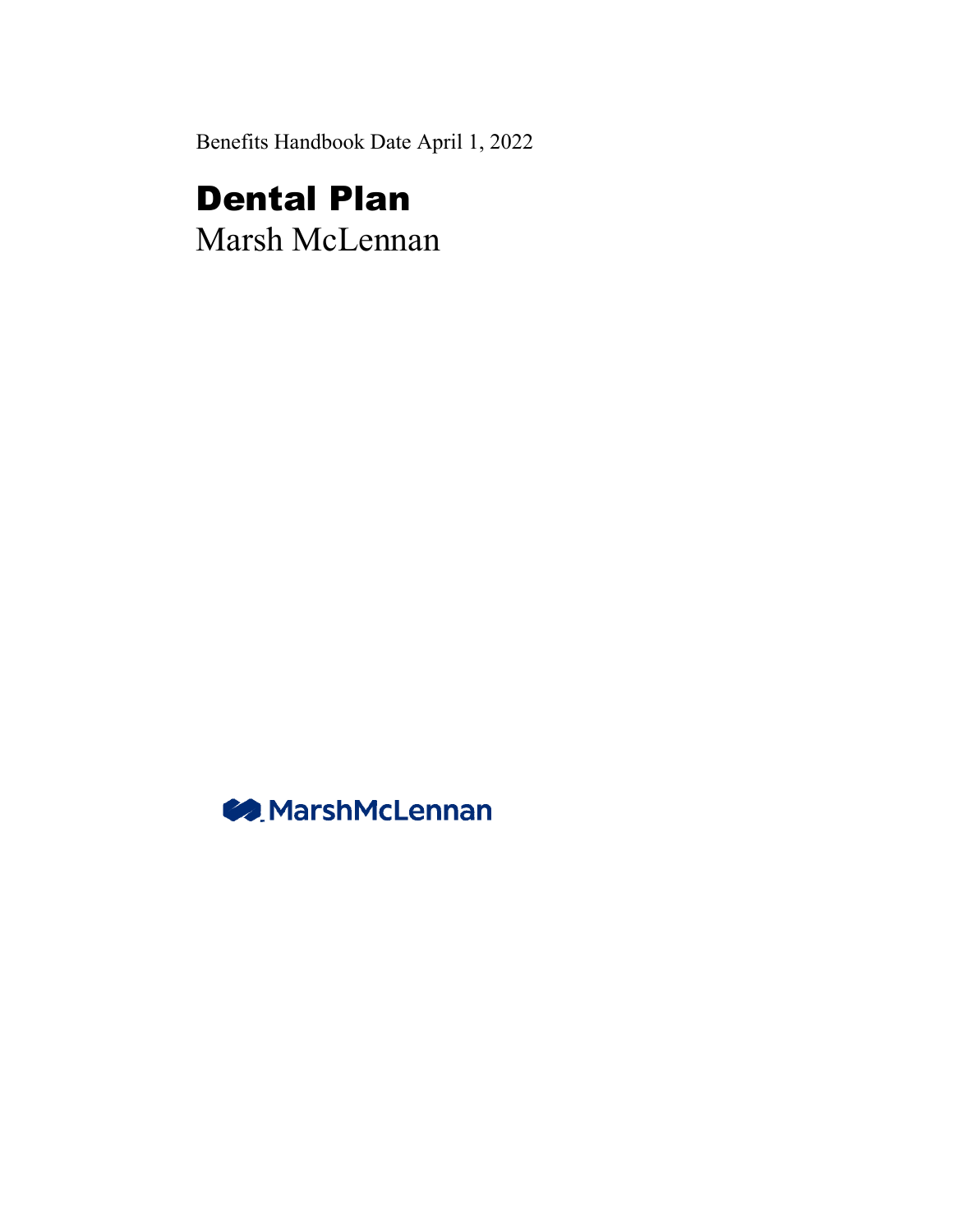Benefits Handbook Date April 1, 2022

# Dental Plan

Marsh McLennan

MarshMcLennan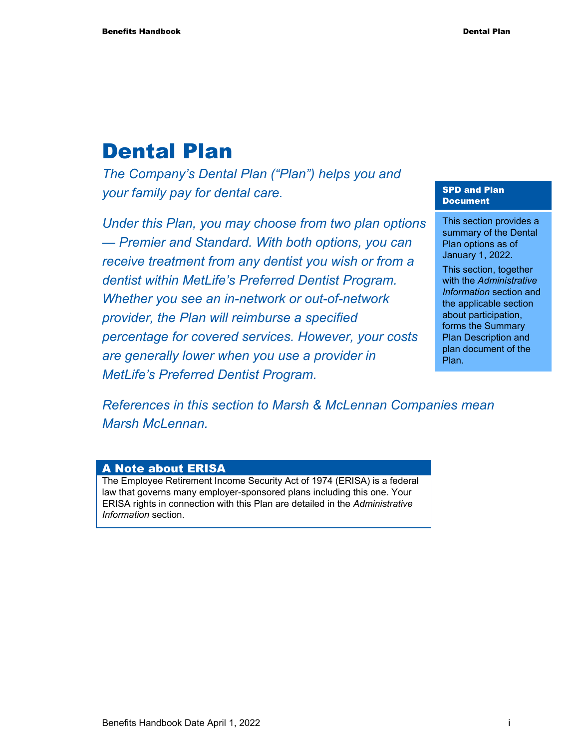# Dental Plan

*The Company's Dental Plan ("Plan") helps you and your family pay for dental care.*

*Under this Plan, you may choose from two plan options — Premier and Standard. With both options, you can receive treatment from any dentist you wish or from a dentist within MetLife's Preferred Dentist Program. Whether you see an in-network or out-of-network provider, the Plan will reimburse a specified percentage for covered services. However, your costs are generally lower when you use a provider in MetLife's Preferred Dentist Program.*

*References in this section to Marsh & McLennan Companies mean Marsh McLennan.*

**SPD and Plan Document**

This section provides a summary of the Dental Plan options as of January 1, 2022.

This section, together with the *Administrative Information* section and the applicable section about participation, forms the Summary Plan Description and plan document of the Plan.

## A Note about ERISA

The Employee Retirement Income Security Act of 1974 (ERISA) is a federal law that governs many employer-sponsored plans including this one. Your ERISA rights in connection with this Plan are detailed in the *Administrative Information* section.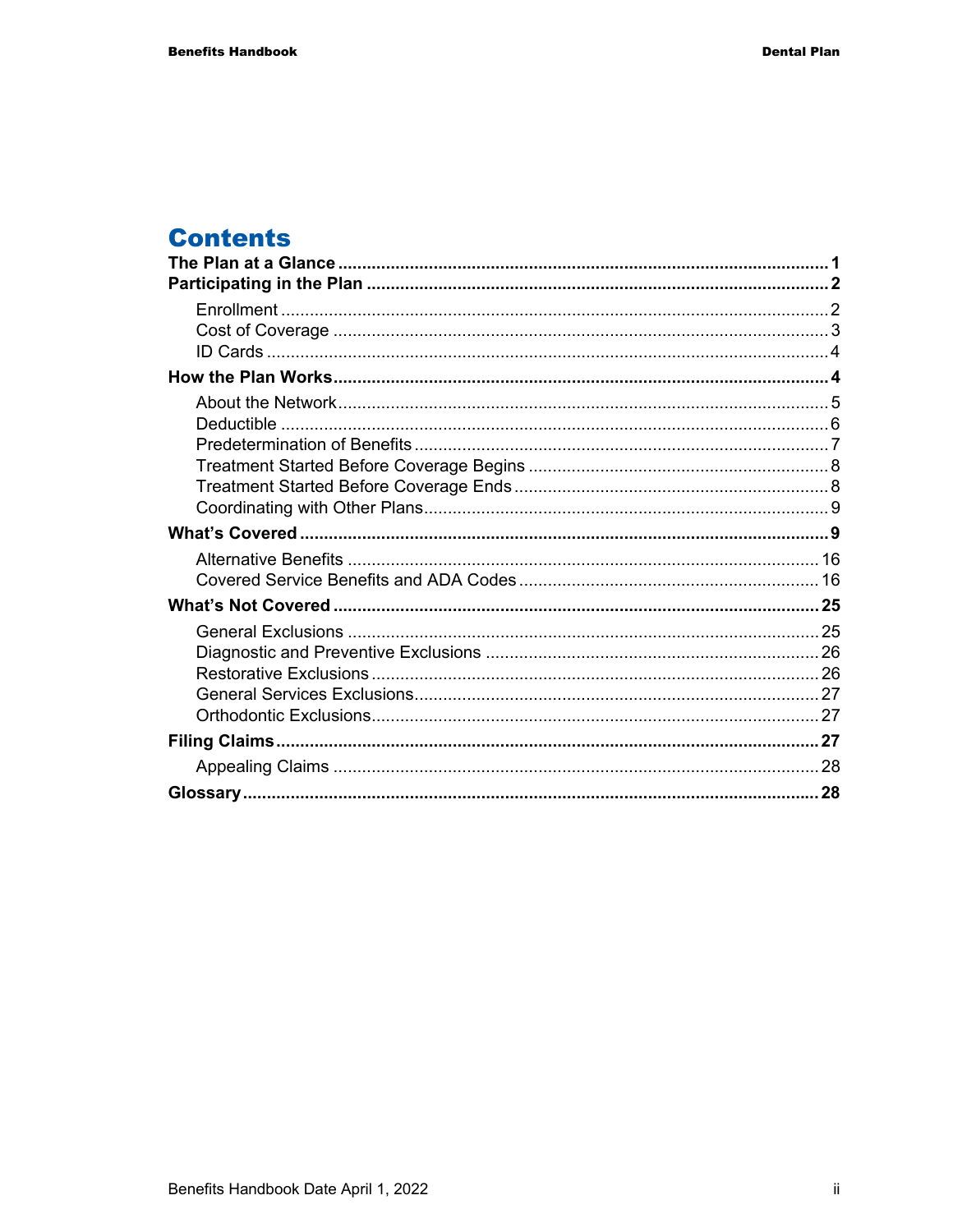# Contents

**The Plan at a Glance** ..... **1**

**Participating in the Plan** ..... **2**

- Enrollment ..... 2
- Cost of Coverage ..... 3
- ID Cards ..... 4

**How the Plan Works** ..... **4**

- About the Network ..... 5
- Deductible ..... 6
- Predetermination of Benefits ..... 7
- Treatment Started Before Coverage Begins ..... 8
- Treatment Started Before Coverage Ends ..... 8
- Coordinating with Other Plans ..... 9

**What's Covered** ..... **9**

- Alternative Benefits ..... 16
- Covered Service Benefits and ADA Codes ..... 16

**What's Not Covered** ..... **25**

- General Exclusions ..... 25
- Diagnostic and Preventive Exclusions ..... 26
- Restorative Exclusions ..... 26
- General Services Exclusions ..... 27
- Orthodontic Exclusions ..... 27

**Filing Claims** ..... **27**

- Appealing Claims ..... 28

**Glossary** ..... **28**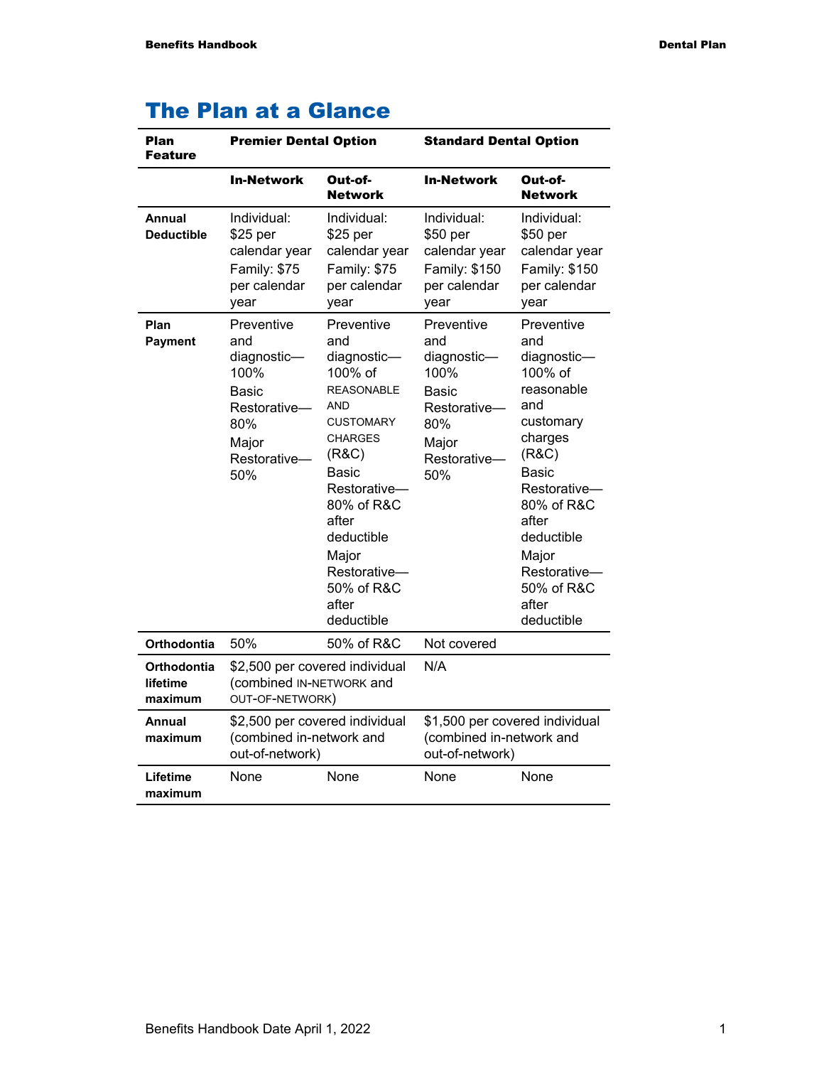# The Plan at a Glance

| Plan Feature | Premier Dental Option | | Standard Dental Option | |
|---|---|---|---|---|
| | **In-Network** | **Out-of-Network** | **In-Network** | **Out-of-Network** |
| **Annual Deductible** | Individual: $25 per calendar year<br>Family: $75 per calendar year | Individual: $25 per calendar year<br>Family: $75 per calendar year | Individual: $50 per calendar year<br>Family: $150 per calendar year | Individual: $50 per calendar year<br>Family: $150 per calendar year |
| **Plan Payment** | Preventive and diagnostic—100%<br>Basic Restorative—80%<br>Major Restorative—50% | Preventive and diagnostic—100% of REASONABLE AND CUSTOMARY CHARGES (R&C)<br>Basic Restorative—80% of R&C after deductible<br>Major Restorative—50% of R&C after deductible | Preventive and diagnostic—100%<br>Basic Restorative—80%<br>Major Restorative—50% | Preventive and diagnostic—100% of reasonable and customary charges (R&C)<br>Basic Restorative—80% of R&C after deductible<br>Major Restorative—50% of R&C after deductible |
| **Orthodontia** | 50% | 50% of R&C | Not covered | |
| **Orthodontia lifetime maximum** | $2,500 per covered individual (combined IN-NETWORK and OUT-OF-NETWORK) | | N/A | |
| **Annual maximum** | $2,500 per covered individual (combined in-network and out-of-network) | | $1,500 per covered individual (combined in-network and out-of-network) | |
| **Lifetime maximum** | None | None | None | None |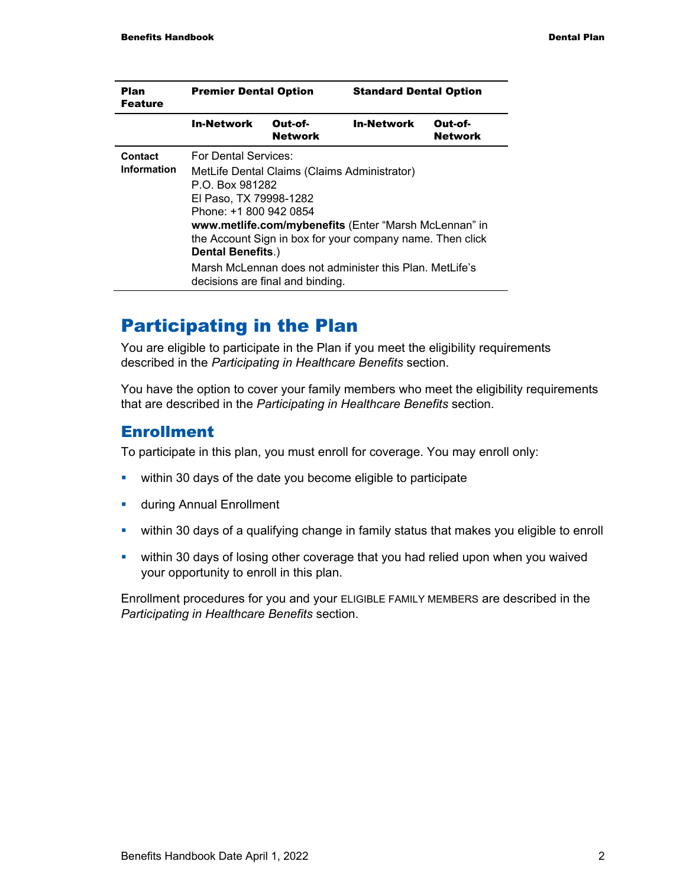| Plan Feature | Premier Dental Option | | Standard Dental Option | |
|---|---|---|---|---|
| | **In-Network** | **Out-of-Network** | **In-Network** | **Out-of-Network** |
| **Contact Information** | For Dental Services:<br>MetLife Dental Claims (Claims Administrator)<br>P.O. Box 981282<br>El Paso, TX 79998-1282<br>Phone: +1 800 942 0854<br>**www.metlife.com/mybenefits** (Enter "Marsh McLennan" in the Account Sign in box for your company name. Then click **Dental Benefits**.)<br>Marsh McLennan does not administer this Plan. MetLife's decisions are final and binding. | | | |

# Participating in the Plan

You are eligible to participate in the Plan if you meet the eligibility requirements described in the *Participating in Healthcare Benefits* section.

You have the option to cover your family members who meet the eligibility requirements that are described in the *Participating in Healthcare Benefits* section.

## Enrollment

To participate in this plan, you must enroll for coverage. You may enroll only:

- within 30 days of the date you become eligible to participate
- during Annual Enrollment
- within 30 days of a qualifying change in family status that makes you eligible to enroll
- within 30 days of losing other coverage that you had relied upon when you waived your opportunity to enroll in this plan.

Enrollment procedures for you and your ELIGIBLE FAMILY MEMBERS are described in the *Participating in Healthcare Benefits* section.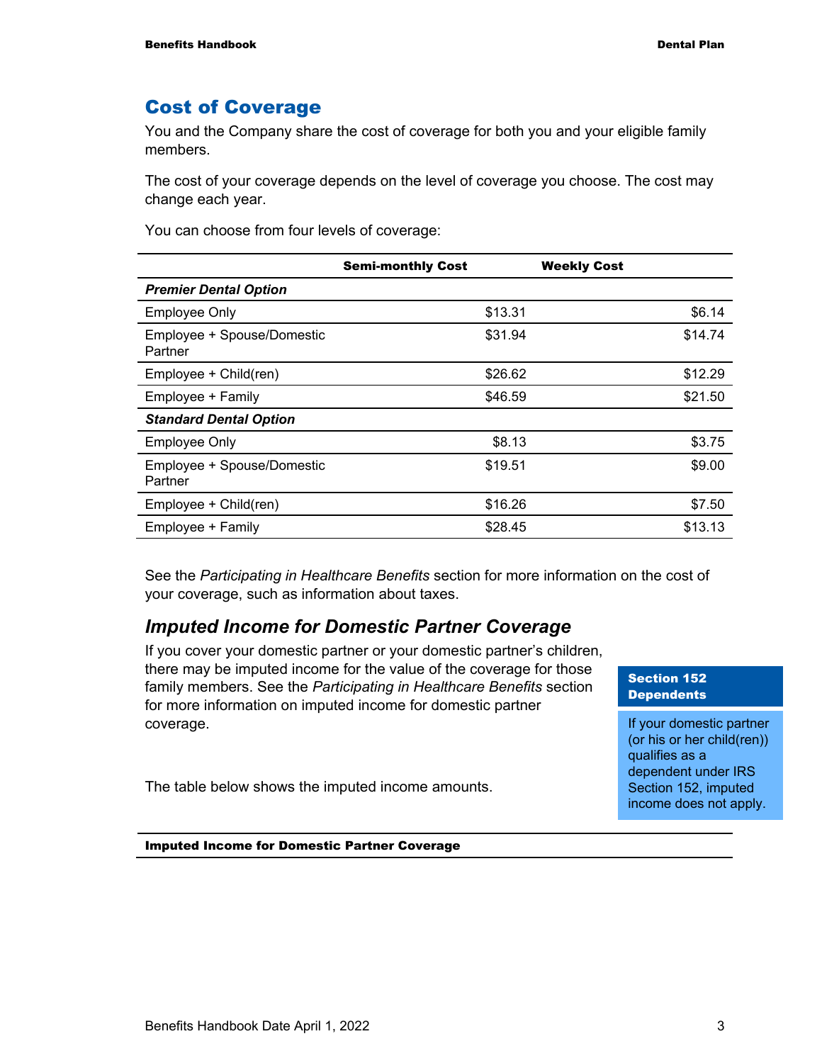## Cost of Coverage

You and the Company share the cost of coverage for both you and your eligible family members.

The cost of your coverage depends on the level of coverage you choose. The cost may change each year.

You can choose from four levels of coverage:

| | Semi-monthly Cost | Weekly Cost |
|---|---|---|
| ***Premier Dental Option*** | | |
| Employee Only | $13.31 | $6.14 |
| Employee + Spouse/Domestic Partner | $31.94 | $14.74 |
| Employee + Child(ren) | $26.62 | $12.29 |
| Employee + Family | $46.59 | $21.50 |
| ***Standard Dental Option*** | | |
| Employee Only | $8.13 | $3.75 |
| Employee + Spouse/Domestic Partner | $19.51 | $9.00 |
| Employee + Child(ren) | $16.26 | $7.50 |
| Employee + Family | $28.45 | $13.13 |

See the *Participating in Healthcare Benefits* section for more information on the cost of your coverage, such as information about taxes.

### *Imputed Income for Domestic Partner Coverage*

If you cover your domestic partner or your domestic partner's children, there may be imputed income for the value of the coverage for those family members. See the *Participating in Healthcare Benefits* section for more information on imputed income for domestic partner coverage.

**Section 152 Dependents**

If your domestic partner (or his or her child(ren)) qualifies as a dependent under IRS Section 152, imputed income does not apply.

The table below shows the imputed income amounts.

| Imputed Income for Domestic Partner Coverage |
|---|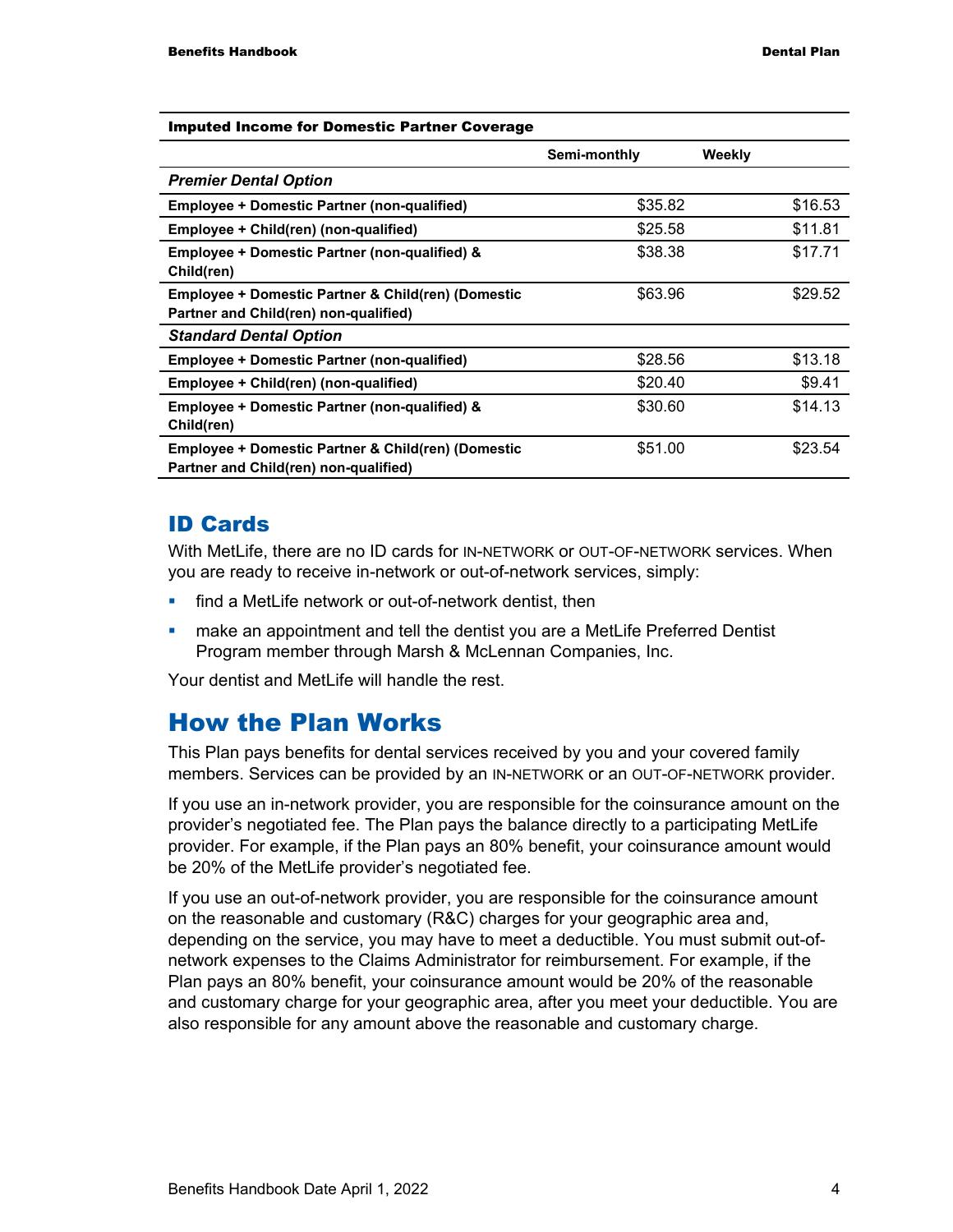| Imputed Income for Domestic Partner Coverage | | |
|---|---|---|
| | Semi-monthly | Weekly |
| ***Premier Dental Option*** | | |
| **Employee + Domestic Partner (non-qualified)** | $35.82 | $16.53 |
| **Employee + Child(ren) (non-qualified)** | $25.58 | $11.81 |
| **Employee + Domestic Partner (non-qualified) & Child(ren)** | $38.38 | $17.71 |
| **Employee + Domestic Partner & Child(ren) (Domestic Partner and Child(ren) non-qualified)** | $63.96 | $29.52 |
| ***Standard Dental Option*** | | |
| **Employee + Domestic Partner (non-qualified)** | $28.56 | $13.18 |
| **Employee + Child(ren) (non-qualified)** | $20.40 | $9.41 |
| **Employee + Domestic Partner (non-qualified) & Child(ren)** | $30.60 | $14.13 |
| **Employee + Domestic Partner & Child(ren) (Domestic Partner and Child(ren) non-qualified)** | $51.00 | $23.54 |

## ID Cards

With MetLife, there are no ID cards for IN-NETWORK or OUT-OF-NETWORK services. When you are ready to receive in-network or out-of-network services, simply:

- find a MetLife network or out-of-network dentist, then
- make an appointment and tell the dentist you are a MetLife Preferred Dentist Program member through Marsh & McLennan Companies, Inc.

Your dentist and MetLife will handle the rest.

# How the Plan Works

This Plan pays benefits for dental services received by you and your covered family members. Services can be provided by an IN-NETWORK or an OUT-OF-NETWORK provider.

If you use an in-network provider, you are responsible for the coinsurance amount on the provider's negotiated fee. The Plan pays the balance directly to a participating MetLife provider. For example, if the Plan pays an 80% benefit, your coinsurance amount would be 20% of the MetLife provider's negotiated fee.

If you use an out-of-network provider, you are responsible for the coinsurance amount on the reasonable and customary (R&C) charges for your geographic area and, depending on the service, you may have to meet a deductible. You must submit out-of-network expenses to the Claims Administrator for reimbursement. For example, if the Plan pays an 80% benefit, your coinsurance amount would be 20% of the reasonable and customary charge for your geographic area, after you meet your deductible. You are also responsible for any amount above the reasonable and customary charge.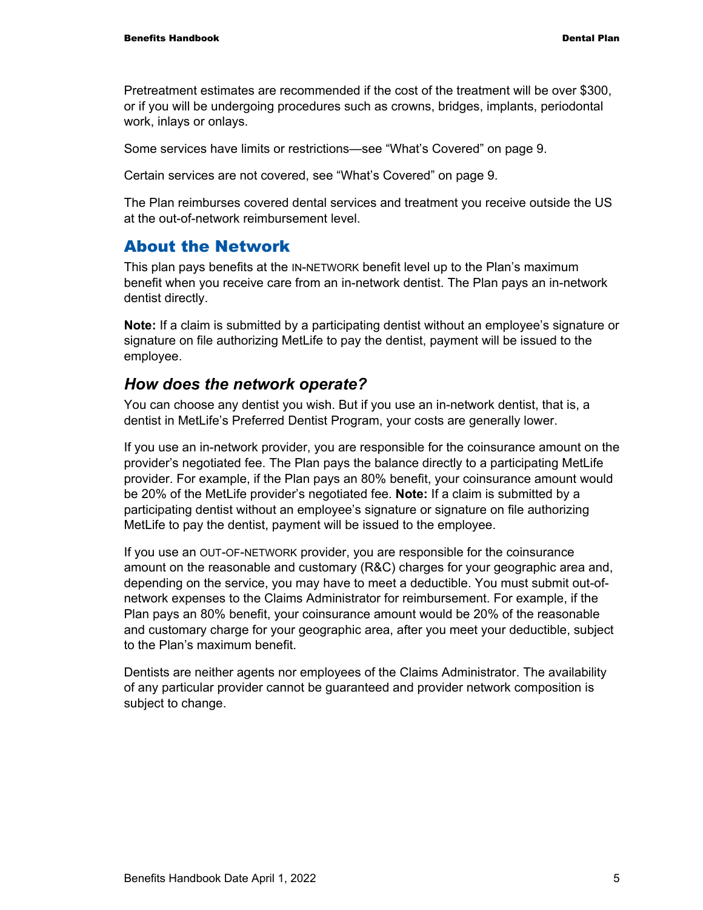Pretreatment estimates are recommended if the cost of the treatment will be over $300, or if you will be undergoing procedures such as crowns, bridges, implants, periodontal work, inlays or onlays.

Some services have limits or restrictions—see "What's Covered" on page 9.

Certain services are not covered, see "What's Covered" on page 9.

The Plan reimburses covered dental services and treatment you receive outside the US at the out-of-network reimbursement level.

## About the Network

This plan pays benefits at the IN-NETWORK benefit level up to the Plan's maximum benefit when you receive care from an in-network dentist. The Plan pays an in-network dentist directly.

**Note:** If a claim is submitted by a participating dentist without an employee's signature or signature on file authorizing MetLife to pay the dentist, payment will be issued to the employee.

### *How does the network operate?*

You can choose any dentist you wish. But if you use an in-network dentist, that is, a dentist in MetLife's Preferred Dentist Program, your costs are generally lower.

If you use an in-network provider, you are responsible for the coinsurance amount on the provider's negotiated fee. The Plan pays the balance directly to a participating MetLife provider. For example, if the Plan pays an 80% benefit, your coinsurance amount would be 20% of the MetLife provider's negotiated fee. **Note:** If a claim is submitted by a participating dentist without an employee's signature or signature on file authorizing MetLife to pay the dentist, payment will be issued to the employee.

If you use an OUT-OF-NETWORK provider, you are responsible for the coinsurance amount on the reasonable and customary (R&C) charges for your geographic area and, depending on the service, you may have to meet a deductible. You must submit out-of-network expenses to the Claims Administrator for reimbursement. For example, if the Plan pays an 80% benefit, your coinsurance amount would be 20% of the reasonable and customary charge for your geographic area, after you meet your deductible, subject to the Plan's maximum benefit.

Dentists are neither agents nor employees of the Claims Administrator. The availability of any particular provider cannot be guaranteed and provider network composition is subject to change.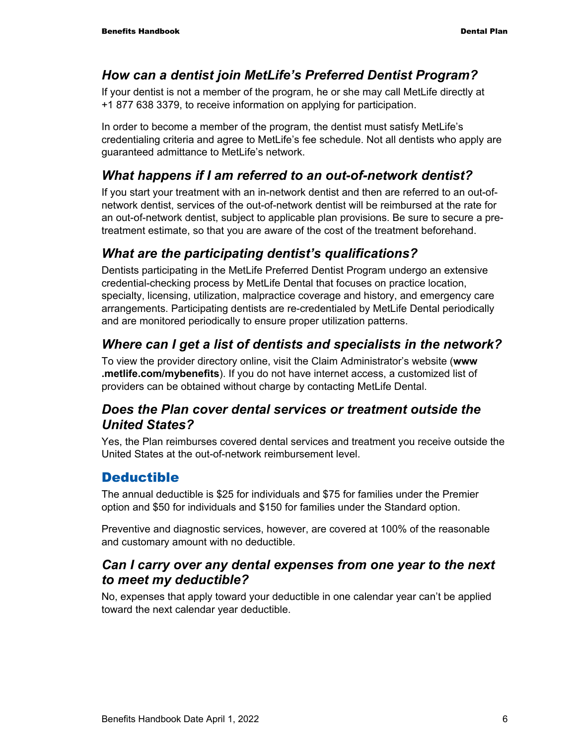### *How can a dentist join MetLife's Preferred Dentist Program?*

If your dentist is not a member of the program, he or she may call MetLife directly at +1 877 638 3379, to receive information on applying for participation.

In order to become a member of the program, the dentist must satisfy MetLife's credentialing criteria and agree to MetLife's fee schedule. Not all dentists who apply are guaranteed admittance to MetLife's network.

### *What happens if I am referred to an out-of-network dentist?*

If you start your treatment with an in-network dentist and then are referred to an out-of-network dentist, services of the out-of-network dentist will be reimbursed at the rate for an out-of-network dentist, subject to applicable plan provisions. Be sure to secure a pre-treatment estimate, so that you are aware of the cost of the treatment beforehand.

### *What are the participating dentist's qualifications?*

Dentists participating in the MetLife Preferred Dentist Program undergo an extensive credential-checking process by MetLife Dental that focuses on practice location, specialty, licensing, utilization, malpractice coverage and history, and emergency care arrangements. Participating dentists are re-credentialed by MetLife Dental periodically and are monitored periodically to ensure proper utilization patterns.

### *Where can I get a list of dentists and specialists in the network?*

To view the provider directory online, visit the Claim Administrator's website (**www.metlife.com/mybenefits**). If you do not have internet access, a customized list of providers can be obtained without charge by contacting MetLife Dental.

### *Does the Plan cover dental services or treatment outside the United States?*

Yes, the Plan reimburses covered dental services and treatment you receive outside the United States at the out-of-network reimbursement level.

## Deductible

The annual deductible is $25 for individuals and $75 for families under the Premier option and $50 for individuals and $150 for families under the Standard option.

Preventive and diagnostic services, however, are covered at 100% of the reasonable and customary amount with no deductible.

### *Can I carry over any dental expenses from one year to the next to meet my deductible?*

No, expenses that apply toward your deductible in one calendar year can't be applied toward the next calendar year deductible.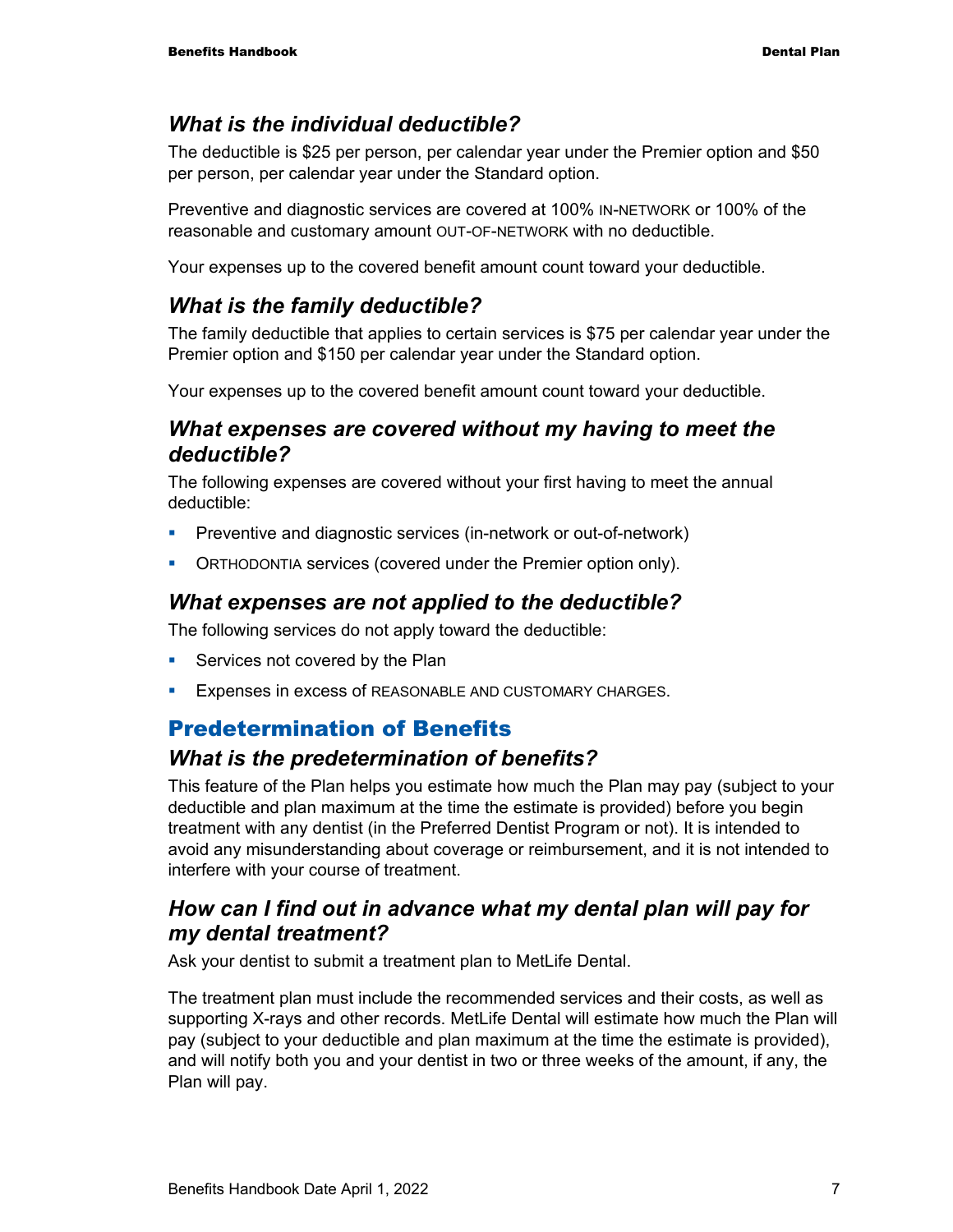### *What is the individual deductible?*

The deductible is $25 per person, per calendar year under the Premier option and $50 per person, per calendar year under the Standard option.

Preventive and diagnostic services are covered at 100% IN-NETWORK or 100% of the reasonable and customary amount OUT-OF-NETWORK with no deductible.

Your expenses up to the covered benefit amount count toward your deductible.

### *What is the family deductible?*

The family deductible that applies to certain services is $75 per calendar year under the Premier option and $150 per calendar year under the Standard option.

Your expenses up to the covered benefit amount count toward your deductible.

### *What expenses are covered without my having to meet the deductible?*

The following expenses are covered without your first having to meet the annual deductible:

- Preventive and diagnostic services (in-network or out-of-network)
- ORTHODONTIA services (covered under the Premier option only).

### *What expenses are not applied to the deductible?*

The following services do not apply toward the deductible:

- Services not covered by the Plan
- Expenses in excess of REASONABLE AND CUSTOMARY CHARGES.

## Predetermination of Benefits

### *What is the predetermination of benefits?*

This feature of the Plan helps you estimate how much the Plan may pay (subject to your deductible and plan maximum at the time the estimate is provided) before you begin treatment with any dentist (in the Preferred Dentist Program or not). It is intended to avoid any misunderstanding about coverage or reimbursement, and it is not intended to interfere with your course of treatment.

### *How can I find out in advance what my dental plan will pay for my dental treatment?*

Ask your dentist to submit a treatment plan to MetLife Dental.

The treatment plan must include the recommended services and their costs, as well as supporting X-rays and other records. MetLife Dental will estimate how much the Plan will pay (subject to your deductible and plan maximum at the time the estimate is provided), and will notify both you and your dentist in two or three weeks of the amount, if any, the Plan will pay.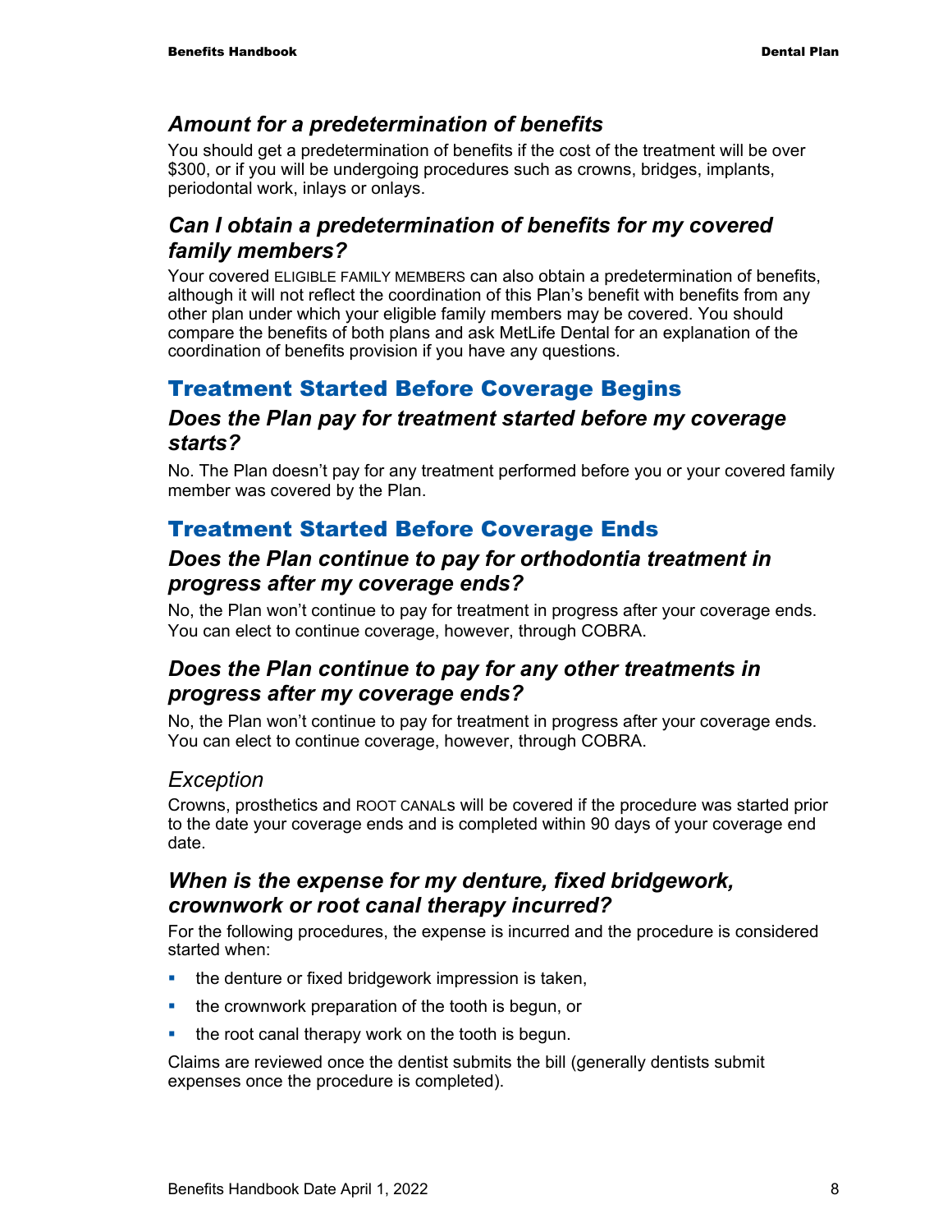### *Amount for a predetermination of benefits*

You should get a predetermination of benefits if the cost of the treatment will be over $300, or if you will be undergoing procedures such as crowns, bridges, implants, periodontal work, inlays or onlays.

### *Can I obtain a predetermination of benefits for my covered family members?*

Your covered ELIGIBLE FAMILY MEMBERS can also obtain a predetermination of benefits, although it will not reflect the coordination of this Plan's benefit with benefits from any other plan under which your eligible family members may be covered. You should compare the benefits of both plans and ask MetLife Dental for an explanation of the coordination of benefits provision if you have any questions.

## Treatment Started Before Coverage Begins

### *Does the Plan pay for treatment started before my coverage starts?*

No. The Plan doesn't pay for any treatment performed before you or your covered family member was covered by the Plan.

## Treatment Started Before Coverage Ends

### *Does the Plan continue to pay for orthodontia treatment in progress after my coverage ends?*

No, the Plan won't continue to pay for treatment in progress after your coverage ends. You can elect to continue coverage, however, through COBRA.

### *Does the Plan continue to pay for any other treatments in progress after my coverage ends?*

No, the Plan won't continue to pay for treatment in progress after your coverage ends. You can elect to continue coverage, however, through COBRA.

#### *Exception*

Crowns, prosthetics and ROOT CANALs will be covered if the procedure was started prior to the date your coverage ends and is completed within 90 days of your coverage end date.

### *When is the expense for my denture, fixed bridgework, crownwork or root canal therapy incurred?*

For the following procedures, the expense is incurred and the procedure is considered started when:

- the denture or fixed bridgework impression is taken,
- the crownwork preparation of the tooth is begun, or
- the root canal therapy work on the tooth is begun.

Claims are reviewed once the dentist submits the bill (generally dentists submit expenses once the procedure is completed).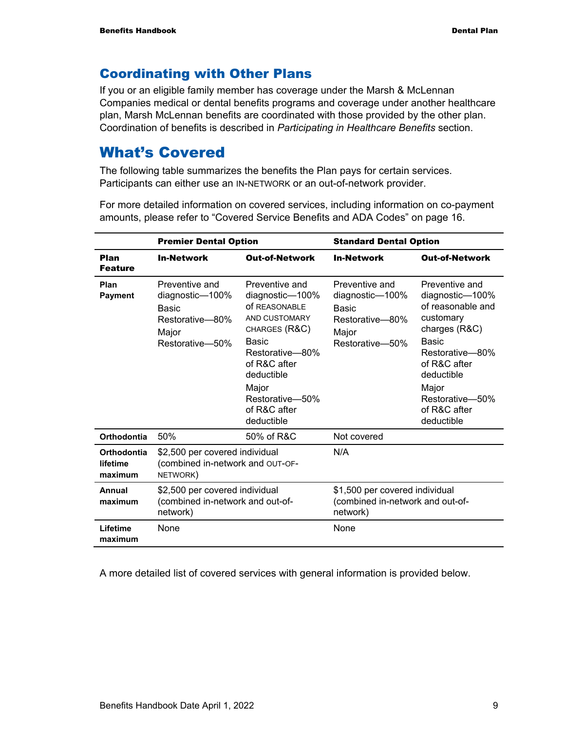## Coordinating with Other Plans

If you or an eligible family member has coverage under the Marsh & McLennan Companies medical or dental benefits programs and coverage under another healthcare plan, Marsh McLennan benefits are coordinated with those provided by the other plan. Coordination of benefits is described in *Participating in Healthcare Benefits* section.

# What's Covered

The following table summarizes the benefits the Plan pays for certain services. Participants can either use an IN-NETWORK or an out-of-network provider.

For more detailed information on covered services, including information on co-payment amounts, please refer to "Covered Service Benefits and ADA Codes" on page 16.

| | **Premier Dental Option** | | **Standard Dental Option** | |
|---|---|---|---|---|
| **Plan Feature** | **In-Network** | **Out-of-Network** | **In-Network** | **Out-of-Network** |
| **Plan Payment** | Preventive and diagnostic—100%<br>Basic Restorative—80%<br>Major Restorative—50% | Preventive and diagnostic—100% of REASONABLE AND CUSTOMARY CHARGES (R&C)<br>Basic Restorative—80% of R&C after deductible<br>Major Restorative—50% of R&C after deductible | Preventive and diagnostic—100%<br>Basic Restorative—80%<br>Major Restorative—50% | Preventive and diagnostic—100% of reasonable and customary charges (R&C)<br>Basic Restorative—80% of R&C after deductible<br>Major Restorative—50% of R&C after deductible |
| **Orthodontia** | 50% | 50% of R&C | Not covered | |
| **Orthodontia lifetime maximum** | $2,500 per covered individual (combined in-network and OUT-OF-NETWORK) | | N/A | |
| **Annual maximum** | $2,500 per covered individual (combined in-network and out-of-network) | | $1,500 per covered individual (combined in-network and out-of-network) | |
| **Lifetime maximum** | None | | None | |

A more detailed list of covered services with general information is provided below.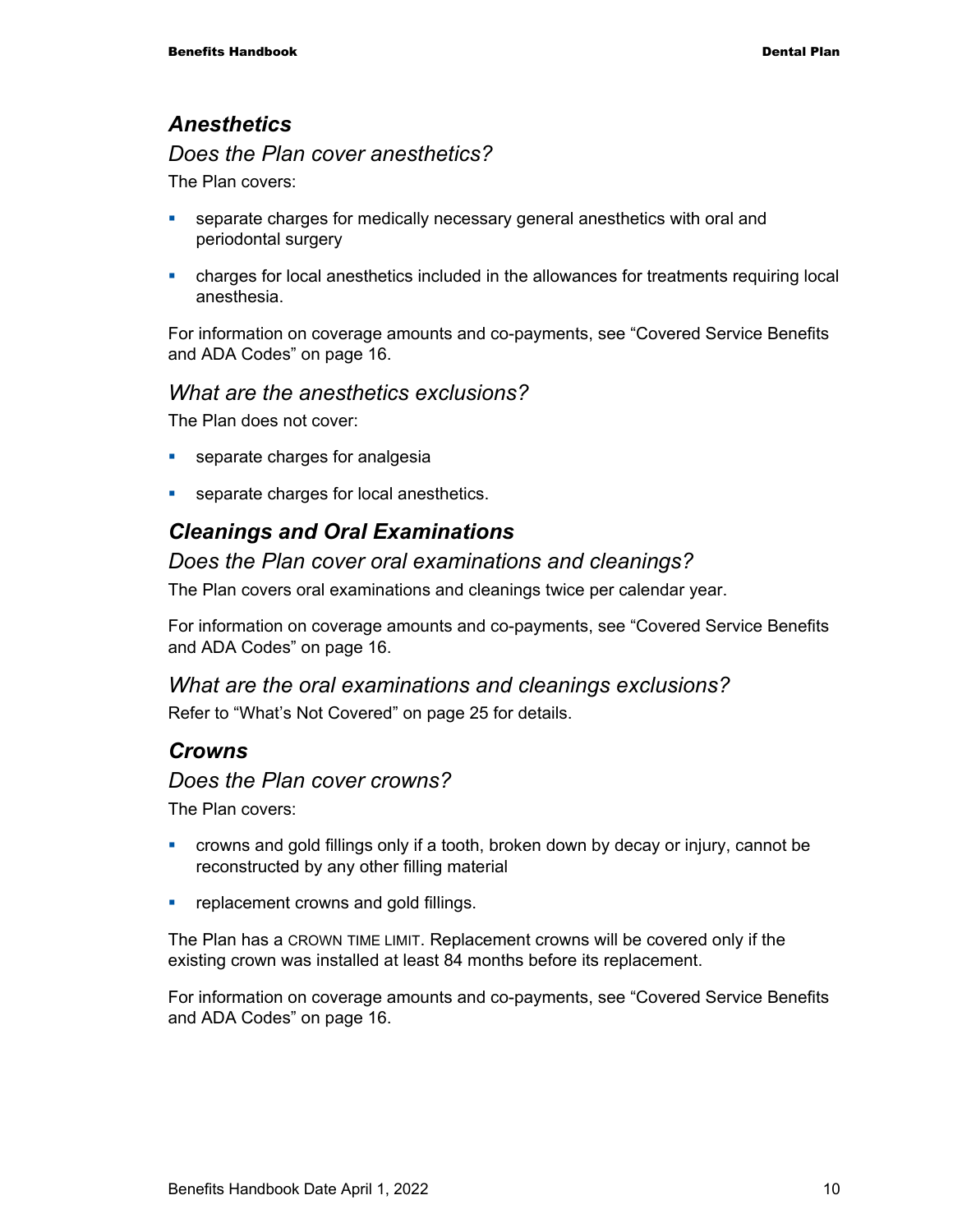## *Anesthetics*

### *Does the Plan cover anesthetics?*

The Plan covers:

- separate charges for medically necessary general anesthetics with oral and periodontal surgery
- charges for local anesthetics included in the allowances for treatments requiring local anesthesia.

For information on coverage amounts and co-payments, see "Covered Service Benefits and ADA Codes" on page 16.

### *What are the anesthetics exclusions?*

The Plan does not cover:

- separate charges for analgesia
- separate charges for local anesthetics.

## *Cleanings and Oral Examinations*

### *Does the Plan cover oral examinations and cleanings?*

The Plan covers oral examinations and cleanings twice per calendar year.

For information on coverage amounts and co-payments, see "Covered Service Benefits and ADA Codes" on page 16.

### *What are the oral examinations and cleanings exclusions?*

Refer to "What's Not Covered" on page 25 for details.

## *Crowns*

### *Does the Plan cover crowns?*

The Plan covers:

- crowns and gold fillings only if a tooth, broken down by decay or injury, cannot be reconstructed by any other filling material
- replacement crowns and gold fillings.

The Plan has a CROWN TIME LIMIT. Replacement crowns will be covered only if the existing crown was installed at least 84 months before its replacement.

For information on coverage amounts and co-payments, see "Covered Service Benefits and ADA Codes" on page 16.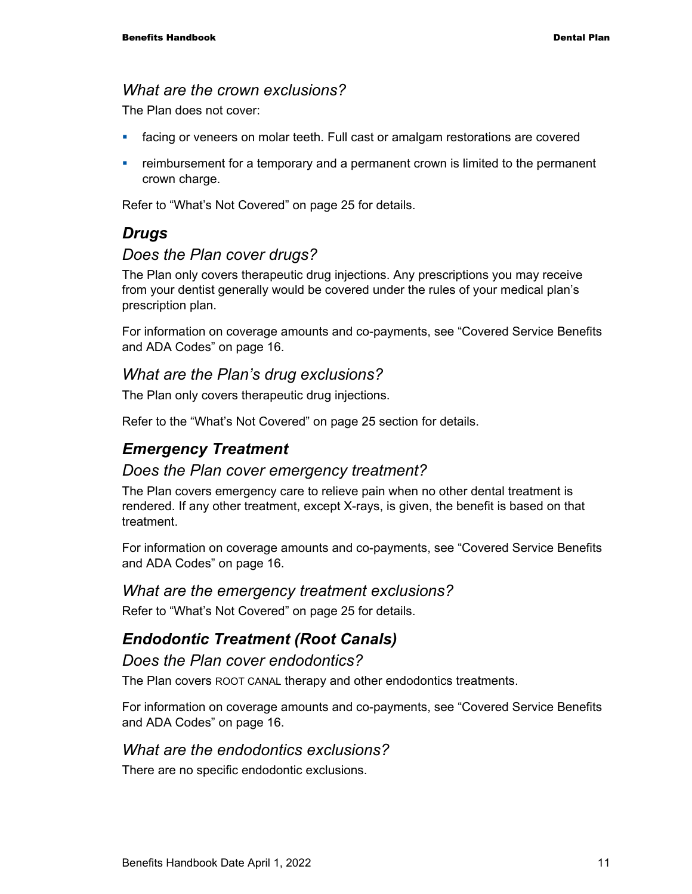### *What are the crown exclusions?*

The Plan does not cover:

- facing or veneers on molar teeth. Full cast or amalgam restorations are covered
- reimbursement for a temporary and a permanent crown is limited to the permanent crown charge.

Refer to "What's Not Covered" on page 25 for details.

## *Drugs*

### *Does the Plan cover drugs?*

The Plan only covers therapeutic drug injections. Any prescriptions you may receive from your dentist generally would be covered under the rules of your medical plan's prescription plan.

For information on coverage amounts and co-payments, see "Covered Service Benefits and ADA Codes" on page 16.

### *What are the Plan's drug exclusions?*

The Plan only covers therapeutic drug injections.

Refer to the "What's Not Covered" on page 25 section for details.

## *Emergency Treatment*

### *Does the Plan cover emergency treatment?*

The Plan covers emergency care to relieve pain when no other dental treatment is rendered. If any other treatment, except X-rays, is given, the benefit is based on that treatment.

For information on coverage amounts and co-payments, see "Covered Service Benefits and ADA Codes" on page 16.

### *What are the emergency treatment exclusions?*

Refer to "What's Not Covered" on page 25 for details.

## *Endodontic Treatment (Root Canals)*

### *Does the Plan cover endodontics?*

The Plan covers ROOT CANAL therapy and other endodontics treatments.

For information on coverage amounts and co-payments, see "Covered Service Benefits and ADA Codes" on page 16.

### *What are the endodontics exclusions?*

There are no specific endodontic exclusions.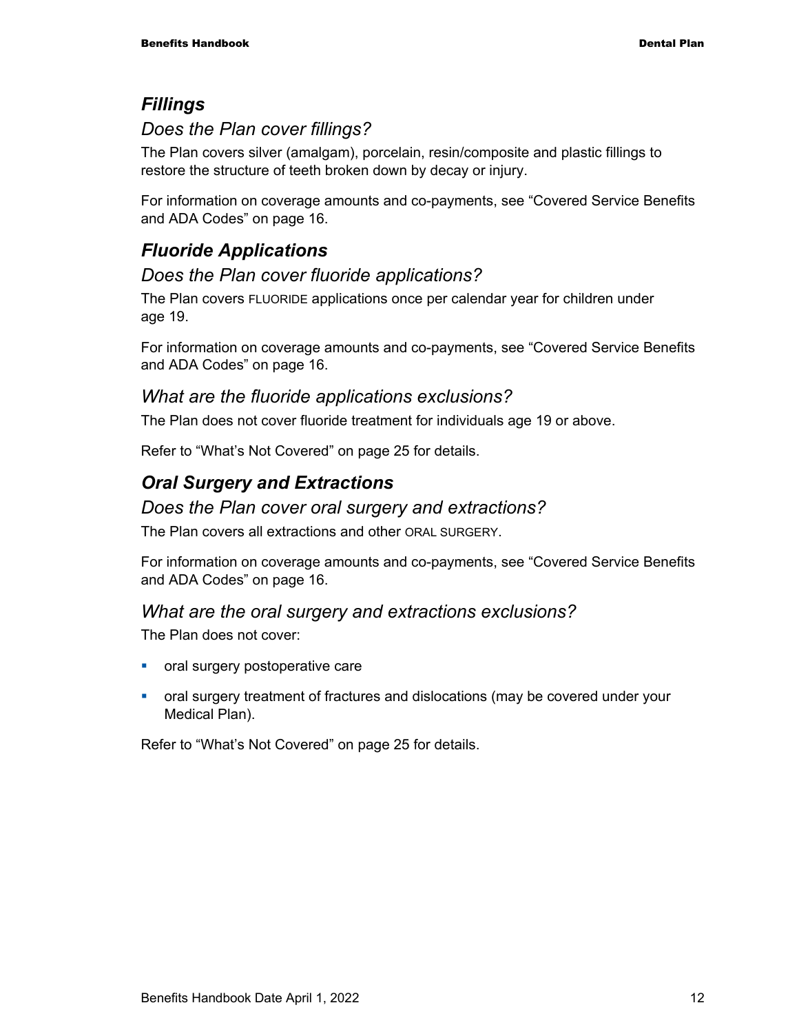## *Fillings*

### *Does the Plan cover fillings?*

The Plan covers silver (amalgam), porcelain, resin/composite and plastic fillings to restore the structure of teeth broken down by decay or injury.

For information on coverage amounts and co-payments, see "Covered Service Benefits and ADA Codes" on page 16.

## *Fluoride Applications*

### *Does the Plan cover fluoride applications?*

The Plan covers FLUORIDE applications once per calendar year for children under age 19.

For information on coverage amounts and co-payments, see "Covered Service Benefits and ADA Codes" on page 16.

### *What are the fluoride applications exclusions?*

The Plan does not cover fluoride treatment for individuals age 19 or above.

Refer to "What's Not Covered" on page 25 for details.

## *Oral Surgery and Extractions*

### *Does the Plan cover oral surgery and extractions?*

The Plan covers all extractions and other ORAL SURGERY.

For information on coverage amounts and co-payments, see "Covered Service Benefits and ADA Codes" on page 16.

### *What are the oral surgery and extractions exclusions?*

The Plan does not cover:

- oral surgery postoperative care
- oral surgery treatment of fractures and dislocations (may be covered under your Medical Plan).

Refer to "What's Not Covered" on page 25 for details.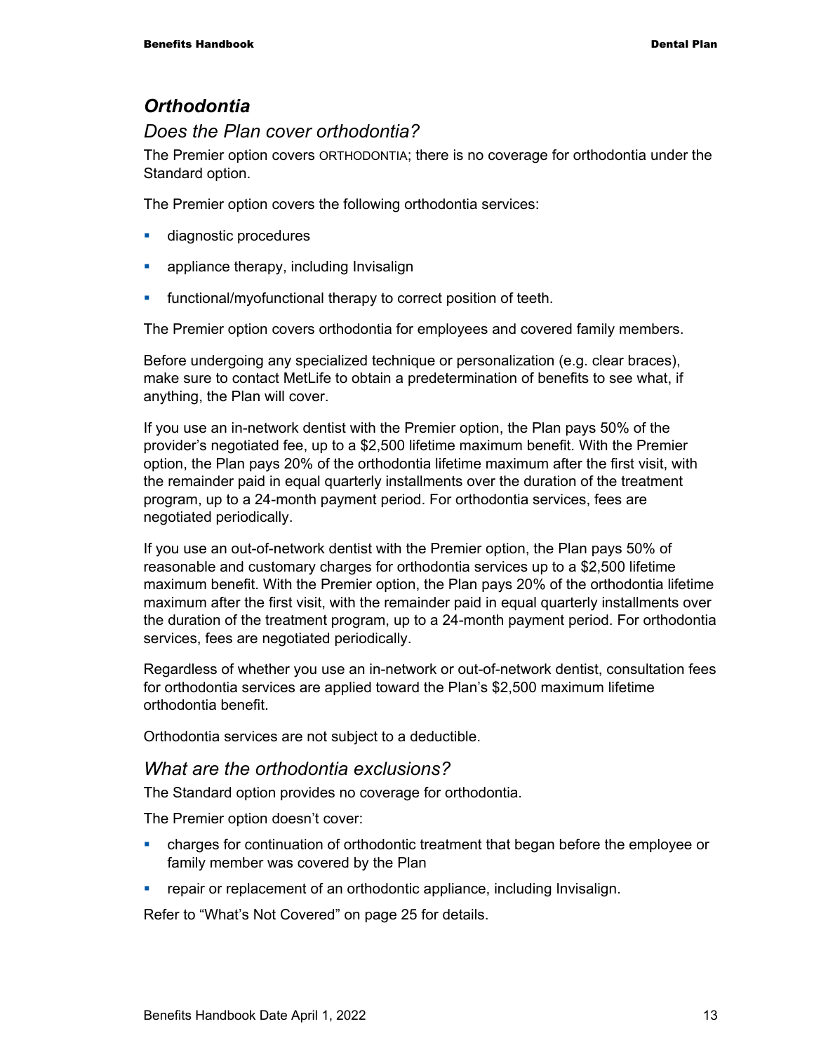## *Orthodontia*

### *Does the Plan cover orthodontia?*

The Premier option covers ORTHODONTIA; there is no coverage for orthodontia under the Standard option.

The Premier option covers the following orthodontia services:

- diagnostic procedures
- appliance therapy, including Invisalign
- functional/myofunctional therapy to correct position of teeth.

The Premier option covers orthodontia for employees and covered family members.

Before undergoing any specialized technique or personalization (e.g. clear braces), make sure to contact MetLife to obtain a predetermination of benefits to see what, if anything, the Plan will cover.

If you use an in-network dentist with the Premier option, the Plan pays 50% of the provider's negotiated fee, up to a $2,500 lifetime maximum benefit. With the Premier option, the Plan pays 20% of the orthodontia lifetime maximum after the first visit, with the remainder paid in equal quarterly installments over the duration of the treatment program, up to a 24-month payment period. For orthodontia services, fees are negotiated periodically.

If you use an out-of-network dentist with the Premier option, the Plan pays 50% of reasonable and customary charges for orthodontia services up to a $2,500 lifetime maximum benefit. With the Premier option, the Plan pays 20% of the orthodontia lifetime maximum after the first visit, with the remainder paid in equal quarterly installments over the duration of the treatment program, up to a 24-month payment period. For orthodontia services, fees are negotiated periodically.

Regardless of whether you use an in-network or out-of-network dentist, consultation fees for orthodontia services are applied toward the Plan's $2,500 maximum lifetime orthodontia benefit.

Orthodontia services are not subject to a deductible.

### *What are the orthodontia exclusions?*

The Standard option provides no coverage for orthodontia.

The Premier option doesn't cover:

- charges for continuation of orthodontic treatment that began before the employee or family member was covered by the Plan
- repair or replacement of an orthodontic appliance, including Invisalign.

Refer to "What's Not Covered" on page 25 for details.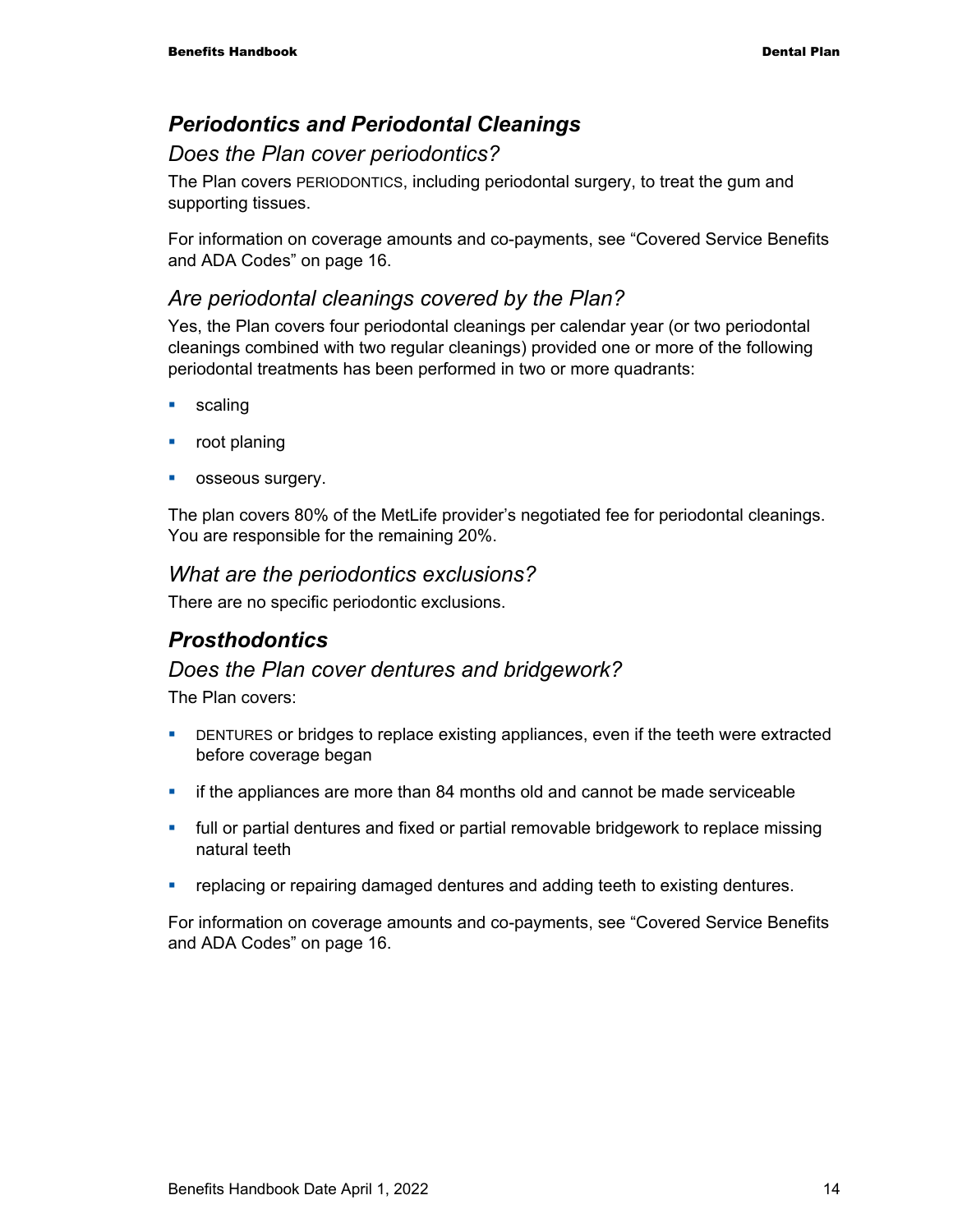## *Periodontics and Periodontal Cleanings*

### *Does the Plan cover periodontics?*

The Plan covers PERIODONTICS, including periodontal surgery, to treat the gum and supporting tissues.

For information on coverage amounts and co-payments, see "Covered Service Benefits and ADA Codes" on page 16.

### *Are periodontal cleanings covered by the Plan?*

Yes, the Plan covers four periodontal cleanings per calendar year (or two periodontal cleanings combined with two regular cleanings) provided one or more of the following periodontal treatments has been performed in two or more quadrants:

- scaling
- root planing
- osseous surgery.

The plan covers 80% of the MetLife provider's negotiated fee for periodontal cleanings. You are responsible for the remaining 20%.

### *What are the periodontics exclusions?*

There are no specific periodontic exclusions.

## *Prosthodontics*

### *Does the Plan cover dentures and bridgework?*

The Plan covers:

- DENTURES or bridges to replace existing appliances, even if the teeth were extracted before coverage began
- if the appliances are more than 84 months old and cannot be made serviceable
- full or partial dentures and fixed or partial removable bridgework to replace missing natural teeth
- replacing or repairing damaged dentures and adding teeth to existing dentures.

For information on coverage amounts and co-payments, see "Covered Service Benefits and ADA Codes" on page 16.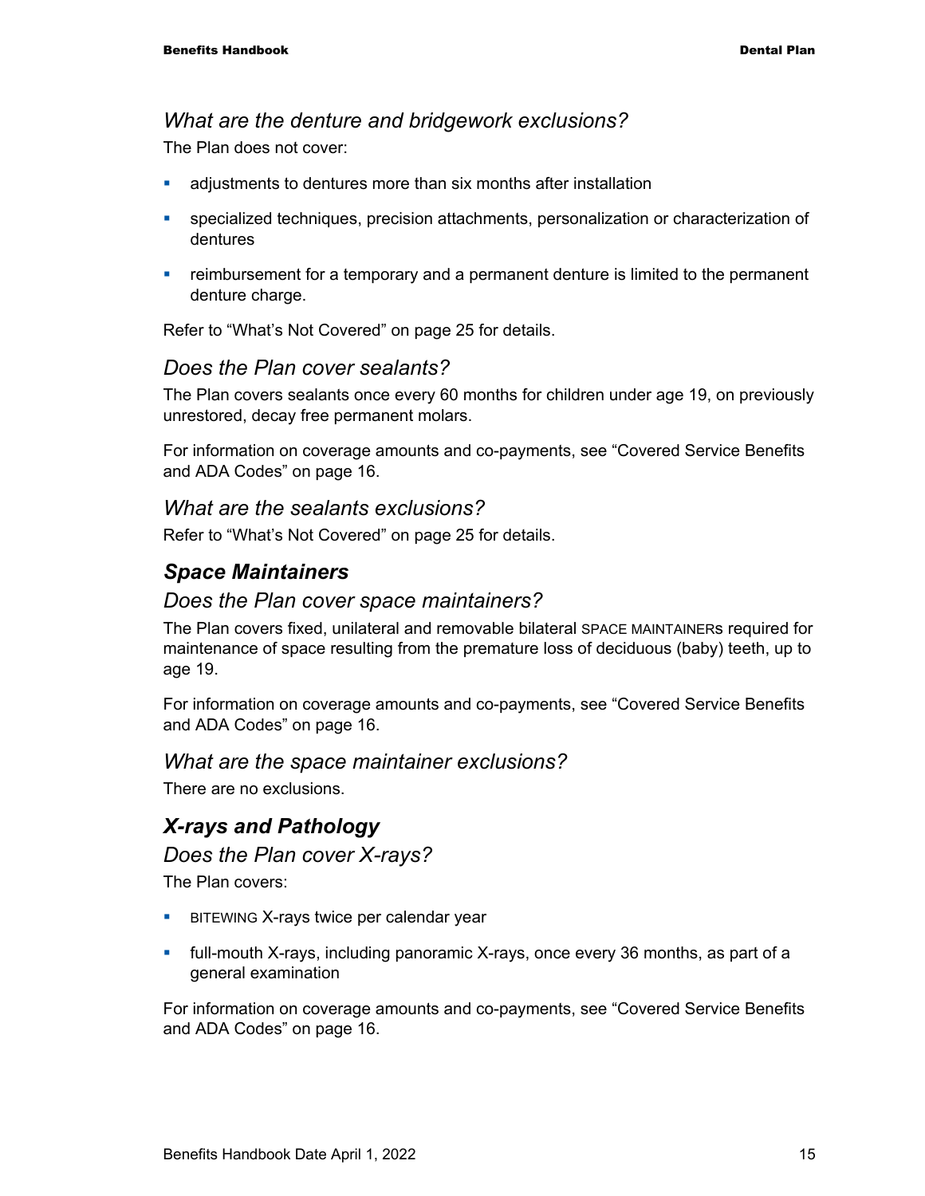### *What are the denture and bridgework exclusions?*

The Plan does not cover:

- adjustments to dentures more than six months after installation
- specialized techniques, precision attachments, personalization or characterization of dentures
- reimbursement for a temporary and a permanent denture is limited to the permanent denture charge.

Refer to "What's Not Covered" on page 25 for details.

### *Does the Plan cover sealants?*

The Plan covers sealants once every 60 months for children under age 19, on previously unrestored, decay free permanent molars.

For information on coverage amounts and co-payments, see "Covered Service Benefits and ADA Codes" on page 16.

### *What are the sealants exclusions?*

Refer to "What's Not Covered" on page 25 for details.

## ***Space Maintainers***

### *Does the Plan cover space maintainers?*

The Plan covers fixed, unilateral and removable bilateral SPACE MAINTAINERs required for maintenance of space resulting from the premature loss of deciduous (baby) teeth, up to age 19.

For information on coverage amounts and co-payments, see "Covered Service Benefits and ADA Codes" on page 16.

### *What are the space maintainer exclusions?*

There are no exclusions.

## ***X-rays and Pathology***

### *Does the Plan cover X-rays?*

The Plan covers:

- BITEWING X-rays twice per calendar year
- full-mouth X-rays, including panoramic X-rays, once every 36 months, as part of a general examination

For information on coverage amounts and co-payments, see "Covered Service Benefits and ADA Codes" on page 16.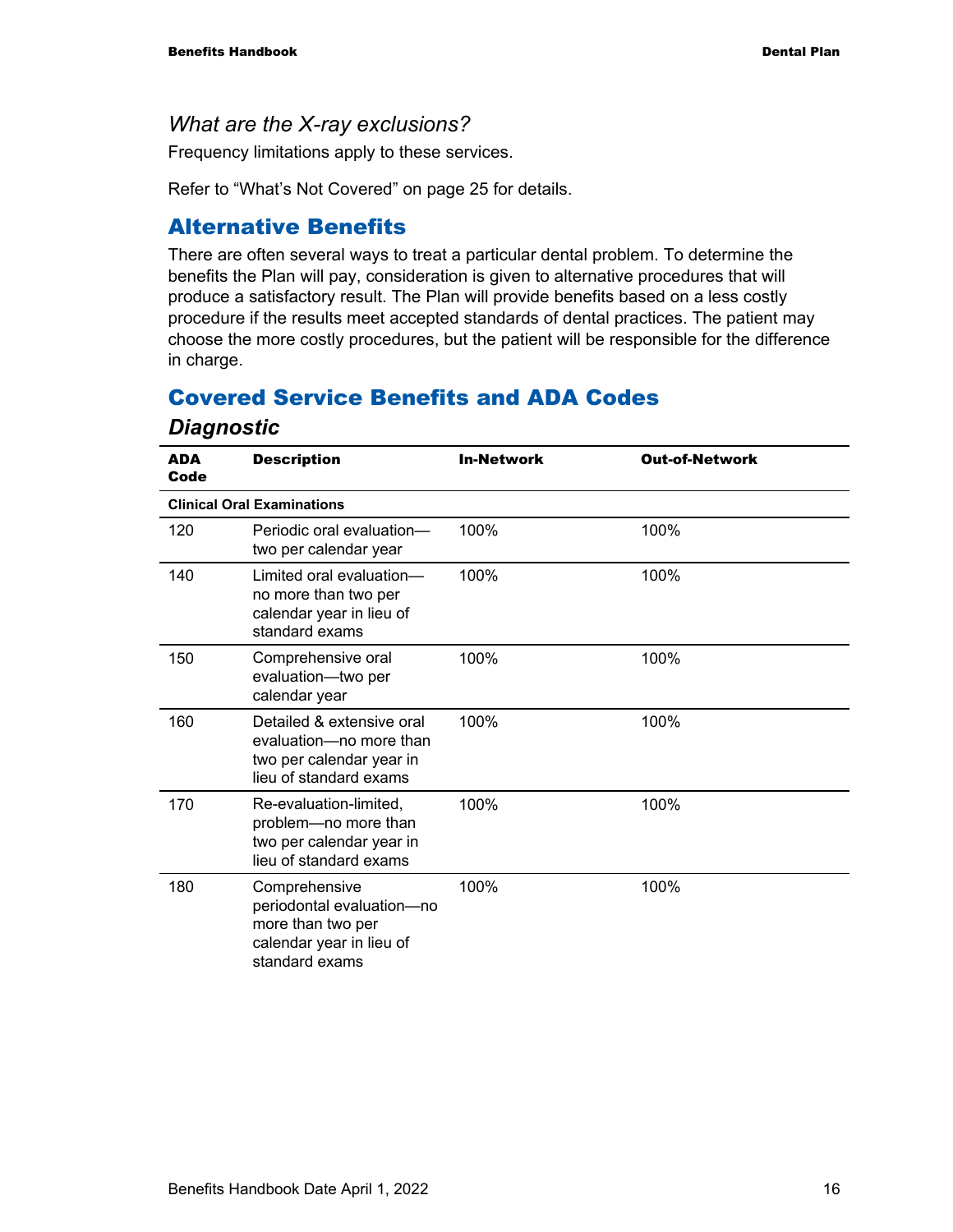### *What are the X-ray exclusions?*

Frequency limitations apply to these services.

Refer to “What’s Not Covered” on page 25 for details.

## Alternative Benefits

There are often several ways to treat a particular dental problem. To determine the benefits the Plan will pay, consideration is given to alternative procedures that will produce a satisfactory result. The Plan will provide benefits based on a less costly procedure if the results meet accepted standards of dental practices. The patient may choose the more costly procedures, but the patient will be responsible for the difference in charge.

## Covered Service Benefits and ADA Codes

### *Diagnostic*

| ADA Code | Description | In-Network | Out-of-Network |
|---|---|---|---|
| **Clinical Oral Examinations** | | | |
| 120 | Periodic oral evaluation—two per calendar year | 100% | 100% |
| 140 | Limited oral evaluation—no more than two per calendar year in lieu of standard exams | 100% | 100% |
| 150 | Comprehensive oral evaluation—two per calendar year | 100% | 100% |
| 160 | Detailed & extensive oral evaluation—no more than two per calendar year in lieu of standard exams | 100% | 100% |
| 170 | Re-evaluation-limited, problem—no more than two per calendar year in lieu of standard exams | 100% | 100% |
| 180 | Comprehensive periodontal evaluation—no more than two per calendar year in lieu of standard exams | 100% | 100% |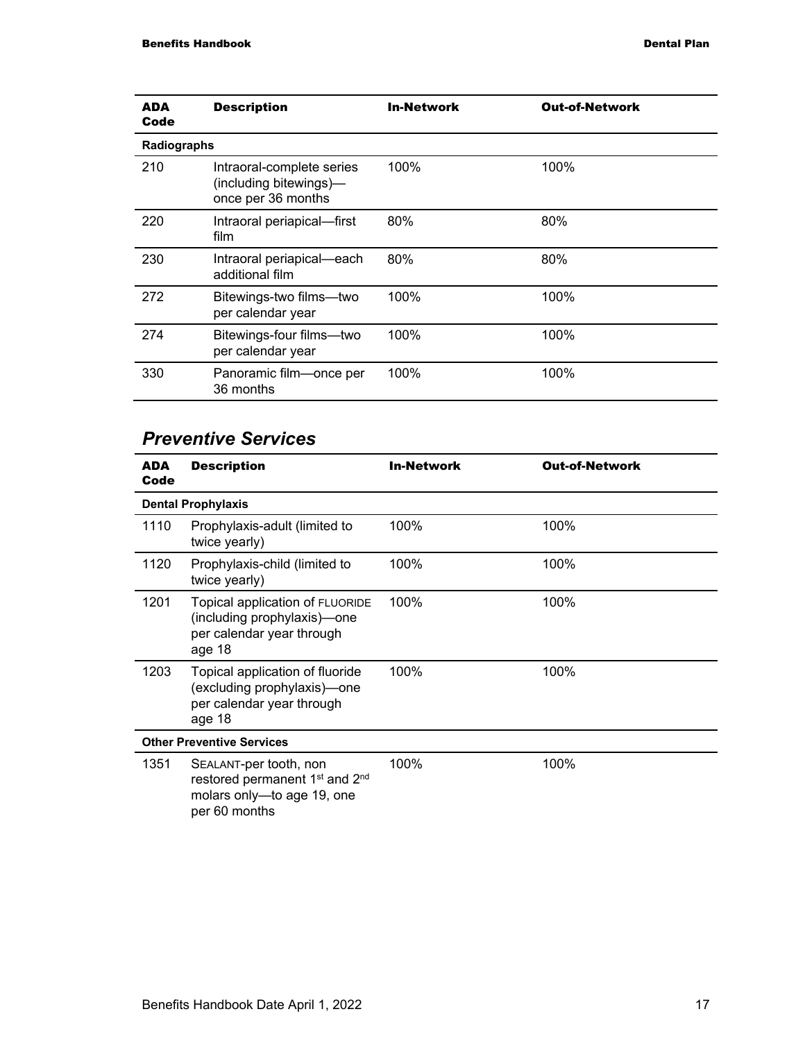| ADA Code | Description | In-Network | Out-of-Network |
|---|---|---|---|
| **Radiographs** | | | |
| 210 | Intraoral-complete series (including bitewings)—once per 36 months | 100% | 100% |
| 220 | Intraoral periapical—first film | 80% | 80% |
| 230 | Intraoral periapical—each additional film | 80% | 80% |
| 272 | Bitewings-two films—two per calendar year | 100% | 100% |
| 274 | Bitewings-four films—two per calendar year | 100% | 100% |
| 330 | Panoramic film—once per 36 months | 100% | 100% |

## *Preventive Services*

| ADA Code | Description | In-Network | Out-of-Network |
|---|---|---|---|
| **Dental Prophylaxis** | | | |
| 1110 | Prophylaxis-adult (limited to twice yearly) | 100% | 100% |
| 1120 | Prophylaxis-child (limited to twice yearly) | 100% | 100% |
| 1201 | Topical application of FLUORIDE (including prophylaxis)—one per calendar year through age 18 | 100% | 100% |
| 1203 | Topical application of fluoride (excluding prophylaxis)—one per calendar year through age 18 | 100% | 100% |
| **Other Preventive Services** | | | |
| 1351 | SEALANT-per tooth, non restored permanent 1st and 2nd molars only—to age 19, one per 60 months | 100% | 100% |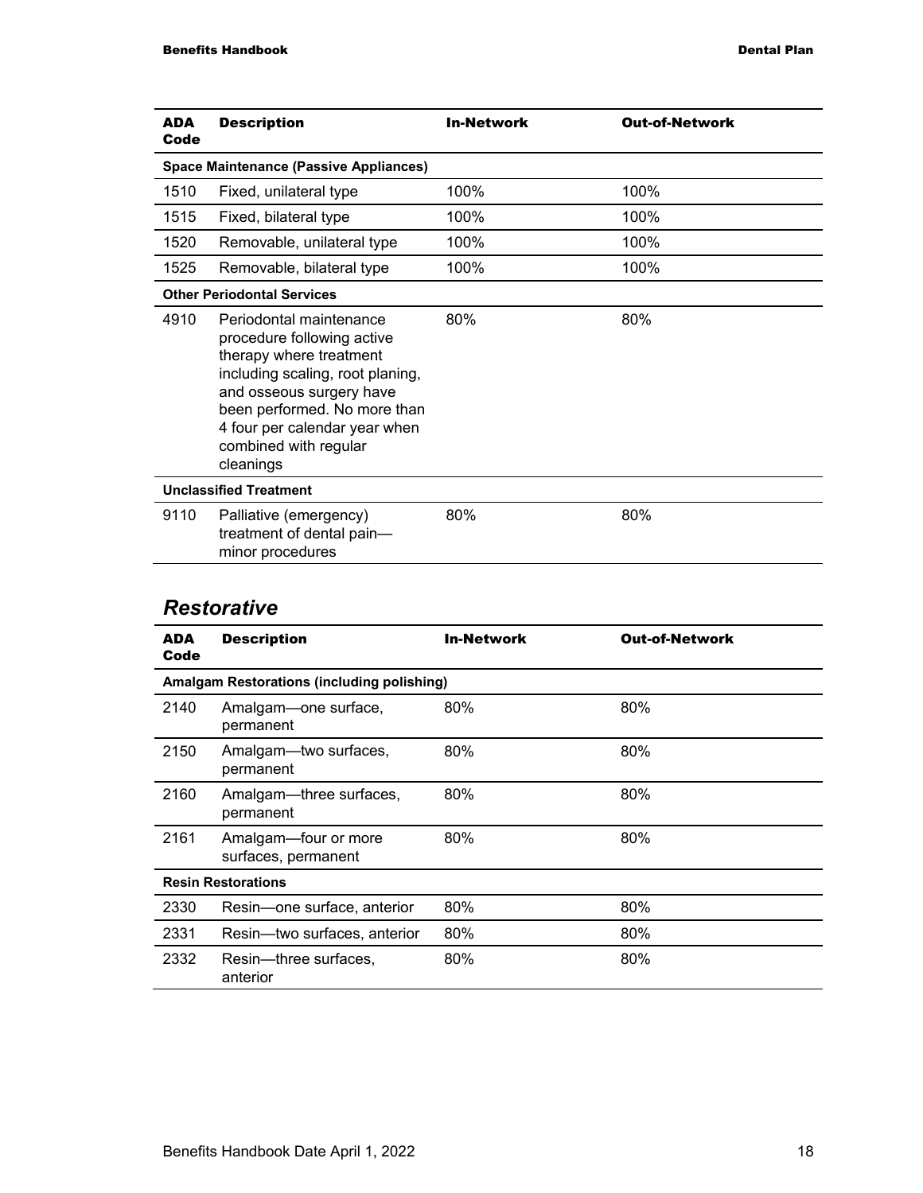| ADA Code | Description | In-Network | Out-of-Network |
|---|---|---|---|
| **Space Maintenance (Passive Appliances)** | | | |
| 1510 | Fixed, unilateral type | 100% | 100% |
| 1515 | Fixed, bilateral type | 100% | 100% |
| 1520 | Removable, unilateral type | 100% | 100% |
| 1525 | Removable, bilateral type | 100% | 100% |
| **Other Periodontal Services** | | | |
| 4910 | Periodontal maintenance procedure following active therapy where treatment including scaling, root planing, and osseous surgery have been performed. No more than 4 four per calendar year when combined with regular cleanings | 80% | 80% |
| **Unclassified Treatment** | | | |
| 9110 | Palliative (emergency) treatment of dental pain—minor procedures | 80% | 80% |

## *Restorative*

| ADA Code | Description | In-Network | Out-of-Network |
|---|---|---|---|
| **Amalgam Restorations (including polishing)** | | | |
| 2140 | Amalgam—one surface, permanent | 80% | 80% |
| 2150 | Amalgam—two surfaces, permanent | 80% | 80% |
| 2160 | Amalgam—three surfaces, permanent | 80% | 80% |
| 2161 | Amalgam—four or more surfaces, permanent | 80% | 80% |
| **Resin Restorations** | | | |
| 2330 | Resin—one surface, anterior | 80% | 80% |
| 2331 | Resin—two surfaces, anterior | 80% | 80% |
| 2332 | Resin—three surfaces, anterior | 80% | 80% |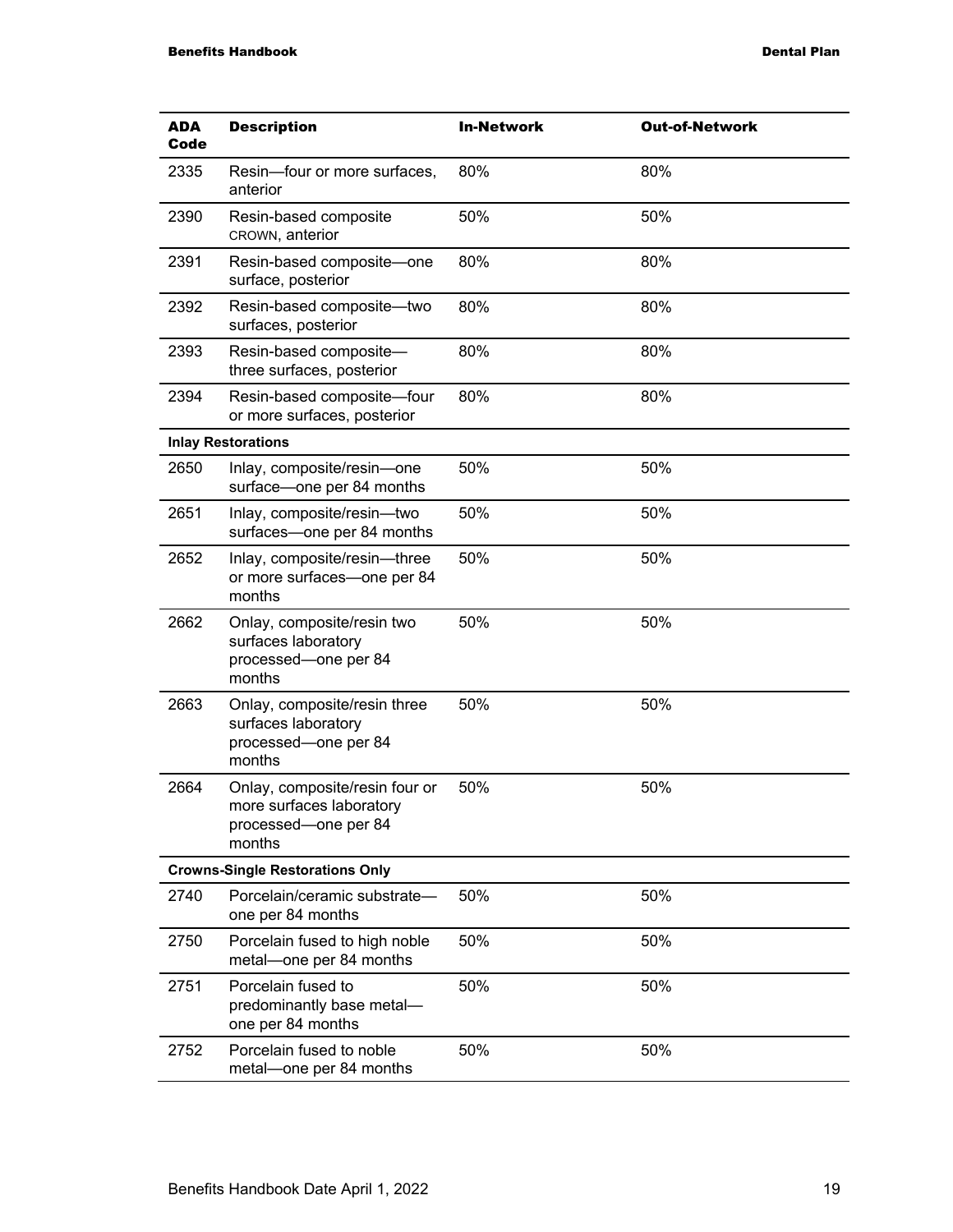| ADA Code | Description | In-Network | Out-of-Network |
|---|---|---|---|
| 2335 | Resin—four or more surfaces, anterior | 80% | 80% |
| 2390 | Resin-based composite CROWN, anterior | 50% | 50% |
| 2391 | Resin-based composite—one surface, posterior | 80% | 80% |
| 2392 | Resin-based composite—two surfaces, posterior | 80% | 80% |
| 2393 | Resin-based composite—three surfaces, posterior | 80% | 80% |
| 2394 | Resin-based composite—four or more surfaces, posterior | 80% | 80% |
| **Inlay Restorations** | | | |
| 2650 | Inlay, composite/resin—one surface—one per 84 months | 50% | 50% |
| 2651 | Inlay, composite/resin—two surfaces—one per 84 months | 50% | 50% |
| 2652 | Inlay, composite/resin—three or more surfaces—one per 84 months | 50% | 50% |
| 2662 | Onlay, composite/resin two surfaces laboratory processed—one per 84 months | 50% | 50% |
| 2663 | Onlay, composite/resin three surfaces laboratory processed—one per 84 months | 50% | 50% |
| 2664 | Onlay, composite/resin four or more surfaces laboratory processed—one per 84 months | 50% | 50% |
| **Crowns-Single Restorations Only** | | | |
| 2740 | Porcelain/ceramic substrate—one per 84 months | 50% | 50% |
| 2750 | Porcelain fused to high noble metal—one per 84 months | 50% | 50% |
| 2751 | Porcelain fused to predominantly base metal—one per 84 months | 50% | 50% |
| 2752 | Porcelain fused to noble metal—one per 84 months | 50% | 50% |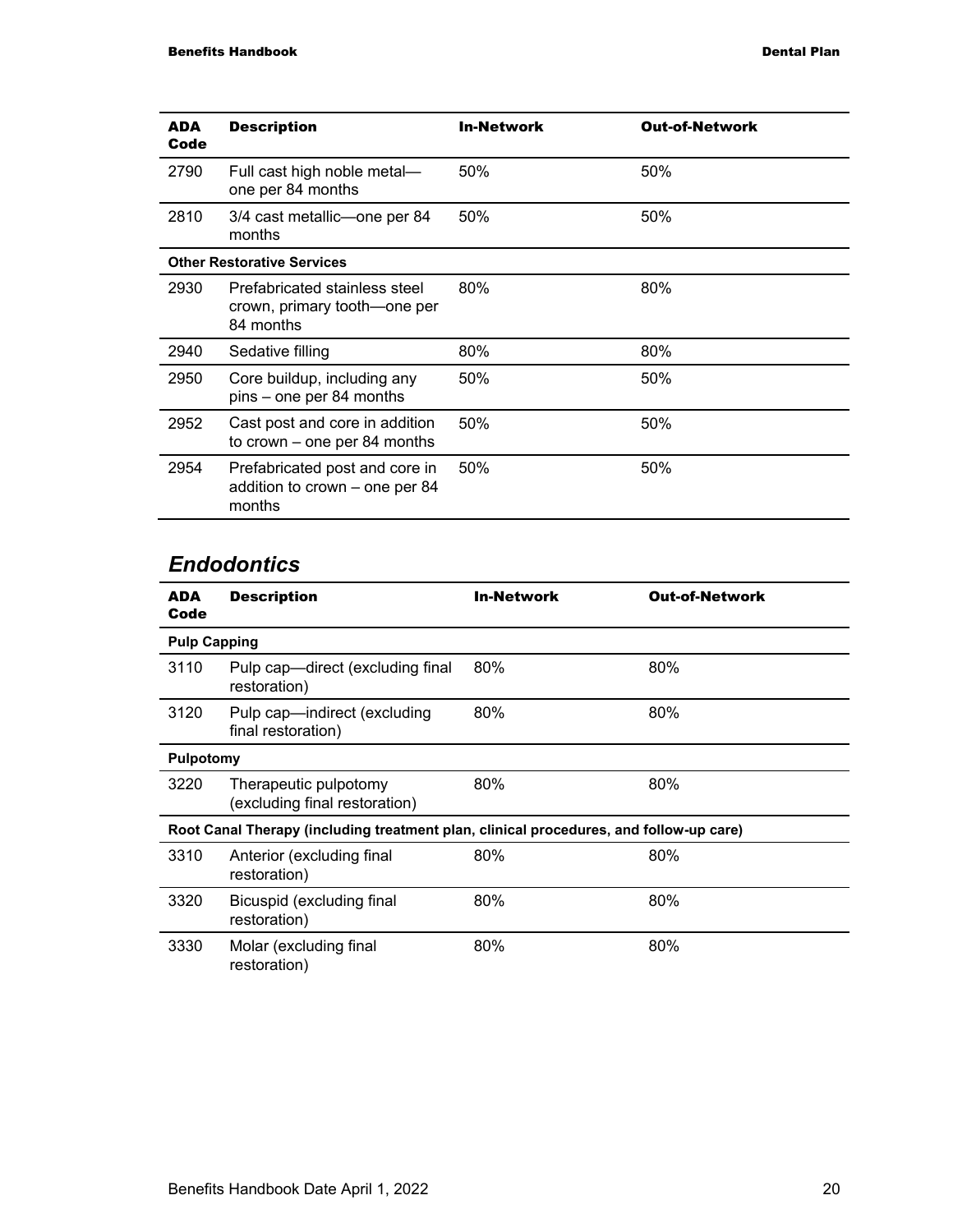| ADA Code | Description | In-Network | Out-of-Network |
| --- | --- | --- | --- |
| 2790 | Full cast high noble metal—one per 84 months | 50% | 50% |
| 2810 | 3/4 cast metallic—one per 84 months | 50% | 50% |
| **Other Restorative Services** | | | |
| 2930 | Prefabricated stainless steel crown, primary tooth—one per 84 months | 80% | 80% |
| 2940 | Sedative filling | 80% | 80% |
| 2950 | Core buildup, including any pins – one per 84 months | 50% | 50% |
| 2952 | Cast post and core in addition to crown – one per 84 months | 50% | 50% |
| 2954 | Prefabricated post and core in addition to crown – one per 84 months | 50% | 50% |

## *Endodontics*

| ADA Code | Description | In-Network | Out-of-Network |
| --- | --- | --- | --- |
| **Pulp Capping** | | | |
| 3110 | Pulp cap—direct (excluding final restoration) | 80% | 80% |
| 3120 | Pulp cap—indirect (excluding final restoration) | 80% | 80% |
| **Pulpotomy** | | | |
| 3220 | Therapeutic pulpotomy (excluding final restoration) | 80% | 80% |
| **Root Canal Therapy (including treatment plan, clinical procedures, and follow-up care)** | | | |
| 3310 | Anterior (excluding final restoration) | 80% | 80% |
| 3320 | Bicuspid (excluding final restoration) | 80% | 80% |
| 3330 | Molar (excluding final restoration) | 80% | 80% |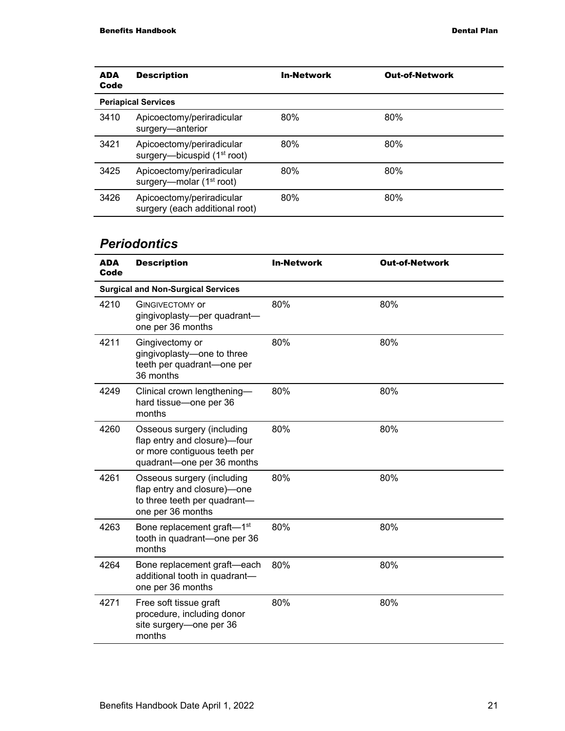| ADA Code | Description | In-Network | Out-of-Network |
|---|---|---|---|
| **Periapical Services** | | | |
| 3410 | Apicoectomy/periradicular surgery—anterior | 80% | 80% |
| 3421 | Apicoectomy/periradicular surgery—bicuspid (1st root) | 80% | 80% |
| 3425 | Apicoectomy/periradicular surgery—molar (1st root) | 80% | 80% |
| 3426 | Apicoectomy/periradicular surgery (each additional root) | 80% | 80% |

## *Periodontics*

| ADA Code | Description | In-Network | Out-of-Network |
|---|---|---|---|
| **Surgical and Non-Surgical Services** | | | |
| 4210 | GINGIVECTOMY or gingivoplasty—per quadrant—one per 36 months | 80% | 80% |
| 4211 | Gingivectomy or gingivoplasty—one to three teeth per quadrant—one per 36 months | 80% | 80% |
| 4249 | Clinical crown lengthening—hard tissue—one per 36 months | 80% | 80% |
| 4260 | Osseous surgery (including flap entry and closure)—four or more contiguous teeth per quadrant—one per 36 months | 80% | 80% |
| 4261 | Osseous surgery (including flap entry and closure)—one to three teeth per quadrant—one per 36 months | 80% | 80% |
| 4263 | Bone replacement graft—1st tooth in quadrant—one per 36 months | 80% | 80% |
| 4264 | Bone replacement graft—each additional tooth in quadrant—one per 36 months | 80% | 80% |
| 4271 | Free soft tissue graft procedure, including donor site surgery—one per 36 months | 80% | 80% |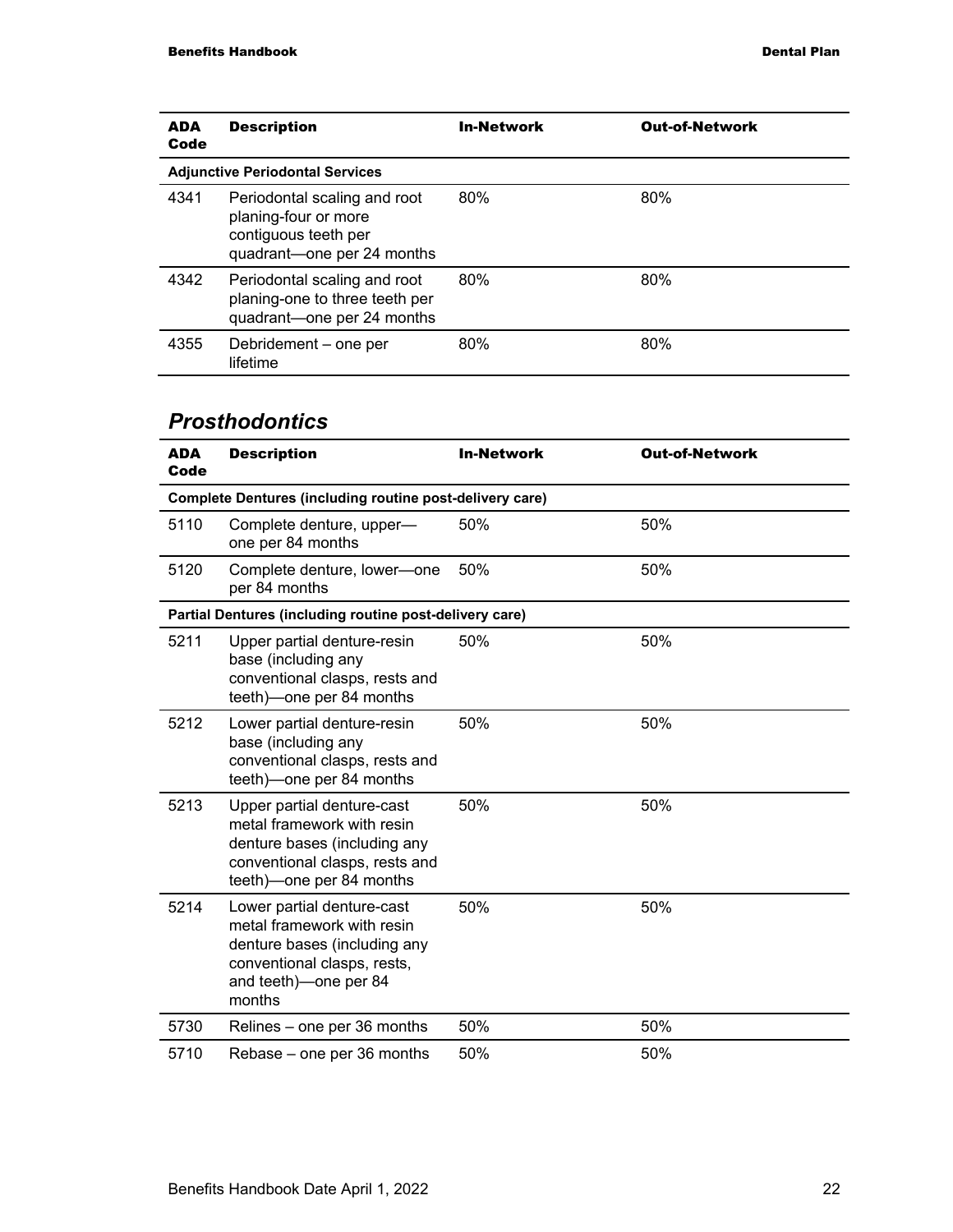| ADA Code | Description | In-Network | Out-of-Network |
|---|---|---|---|
| **Adjunctive Periodontal Services** | | | |
| 4341 | Periodontal scaling and root planing-four or more contiguous teeth per quadrant—one per 24 months | 80% | 80% |
| 4342 | Periodontal scaling and root planing-one to three teeth per quadrant—one per 24 months | 80% | 80% |
| 4355 | Debridement – one per lifetime | 80% | 80% |

## *Prosthodontics*

| ADA Code | Description | In-Network | Out-of-Network |
|---|---|---|---|
| **Complete Dentures (including routine post-delivery care)** | | | |
| 5110 | Complete denture, upper—one per 84 months | 50% | 50% |
| 5120 | Complete denture, lower—one per 84 months | 50% | 50% |
| **Partial Dentures (including routine post-delivery care)** | | | |
| 5211 | Upper partial denture-resin base (including any conventional clasps, rests and teeth)—one per 84 months | 50% | 50% |
| 5212 | Lower partial denture-resin base (including any conventional clasps, rests and teeth)—one per 84 months | 50% | 50% |
| 5213 | Upper partial denture-cast metal framework with resin denture bases (including any conventional clasps, rests and teeth)—one per 84 months | 50% | 50% |
| 5214 | Lower partial denture-cast metal framework with resin denture bases (including any conventional clasps, rests, and teeth)—one per 84 months | 50% | 50% |
| 5730 | Relines – one per 36 months | 50% | 50% |
| 5710 | Rebase – one per 36 months | 50% | 50% |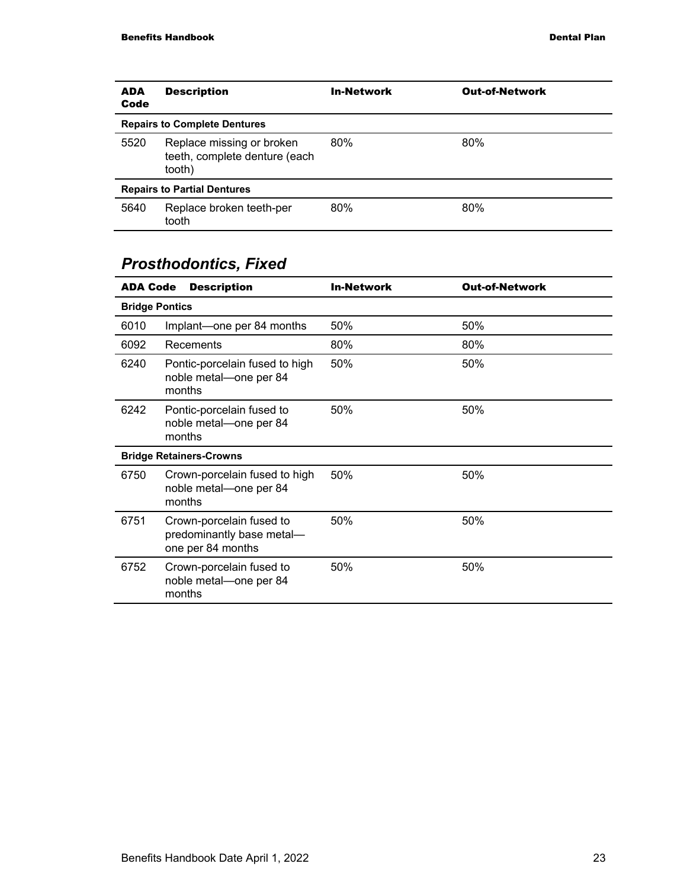| ADA Code | Description | In-Network | Out-of-Network |
|---|---|---|---|
| **Repairs to Complete Dentures** | | | |
| 5520 | Replace missing or broken teeth, complete denture (each tooth) | 80% | 80% |
| **Repairs to Partial Dentures** | | | |
| 5640 | Replace broken teeth-per tooth | 80% | 80% |

## *Prosthodontics, Fixed*

| ADA Code | Description | In-Network | Out-of-Network |
|---|---|---|---|
| **Bridge Pontics** | | | |
| 6010 | Implant—one per 84 months | 50% | 50% |
| 6092 | Recements | 80% | 80% |
| 6240 | Pontic-porcelain fused to high noble metal—one per 84 months | 50% | 50% |
| 6242 | Pontic-porcelain fused to noble metal—one per 84 months | 50% | 50% |
| **Bridge Retainers-Crowns** | | | |
| 6750 | Crown-porcelain fused to high noble metal—one per 84 months | 50% | 50% |
| 6751 | Crown-porcelain fused to predominantly base metal—one per 84 months | 50% | 50% |
| 6752 | Crown-porcelain fused to noble metal—one per 84 months | 50% | 50% |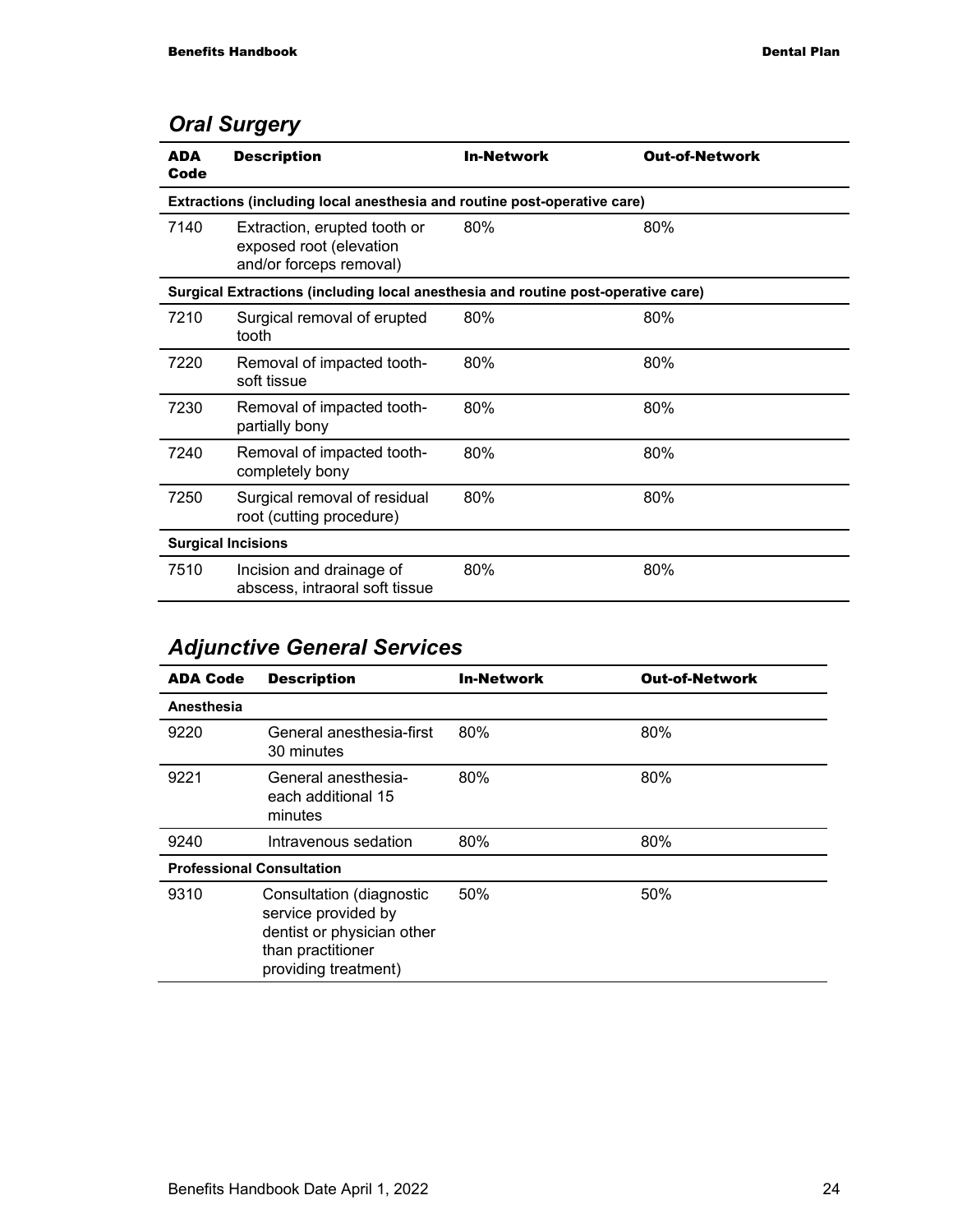## *Oral Surgery*

| ADA Code | Description | In-Network | Out-of-Network |
|---|---|---|---|
| **Extractions (including local anesthesia and routine post-operative care)** | | | |
| 7140 | Extraction, erupted tooth or exposed root (elevation and/or forceps removal) | 80% | 80% |
| **Surgical Extractions (including local anesthesia and routine post-operative care)** | | | |
| 7210 | Surgical removal of erupted tooth | 80% | 80% |
| 7220 | Removal of impacted tooth-soft tissue | 80% | 80% |
| 7230 | Removal of impacted tooth-partially bony | 80% | 80% |
| 7240 | Removal of impacted tooth-completely bony | 80% | 80% |
| 7250 | Surgical removal of residual root (cutting procedure) | 80% | 80% |
| **Surgical Incisions** | | | |
| 7510 | Incision and drainage of abscess, intraoral soft tissue | 80% | 80% |

## *Adjunctive General Services*

| ADA Code | Description | In-Network | Out-of-Network |
|---|---|---|---|
| **Anesthesia** | | | |
| 9220 | General anesthesia-first 30 minutes | 80% | 80% |
| 9221 | General anesthesia-each additional 15 minutes | 80% | 80% |
| 9240 | Intravenous sedation | 80% | 80% |
| **Professional Consultation** | | | |
| 9310 | Consultation (diagnostic service provided by dentist or physician other than practitioner providing treatment) | 50% | 50% |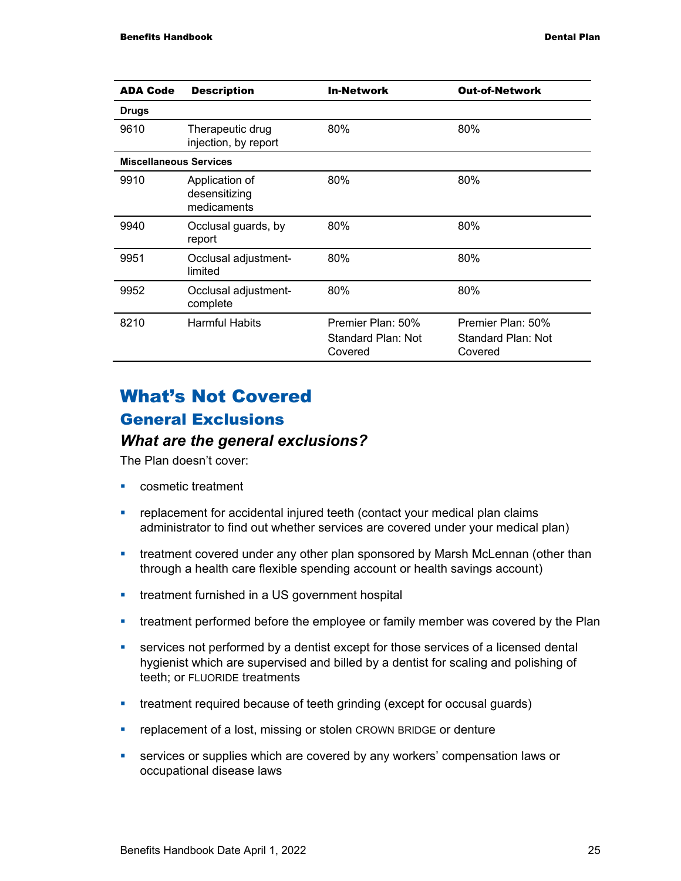| ADA Code | Description | In-Network | Out-of-Network |
|---|---|---|---|
| **Drugs** | | | |
| 9610 | Therapeutic drug injection, by report | 80% | 80% |
| **Miscellaneous Services** | | | |
| 9910 | Application of desensitizing medicaments | 80% | 80% |
| 9940 | Occlusal guards, by report | 80% | 80% |
| 9951 | Occlusal adjustment-limited | 80% | 80% |
| 9952 | Occlusal adjustment-complete | 80% | 80% |
| 8210 | Harmful Habits | Premier Plan: 50%<br>Standard Plan: Not Covered | Premier Plan: 50%<br>Standard Plan: Not Covered |

# What's Not Covered

## General Exclusions

### *What are the general exclusions?*

The Plan doesn't cover:

- cosmetic treatment
- replacement for accidental injured teeth (contact your medical plan claims administrator to find out whether services are covered under your medical plan)
- treatment covered under any other plan sponsored by Marsh McLennan (other than through a health care flexible spending account or health savings account)
- treatment furnished in a US government hospital
- treatment performed before the employee or family member was covered by the Plan
- services not performed by a dentist except for those services of a licensed dental hygienist which are supervised and billed by a dentist for scaling and polishing of teeth; or FLUORIDE treatments
- treatment required because of teeth grinding (except for occusal guards)
- replacement of a lost, missing or stolen CROWN BRIDGE or denture
- services or supplies which are covered by any workers' compensation laws or occupational disease laws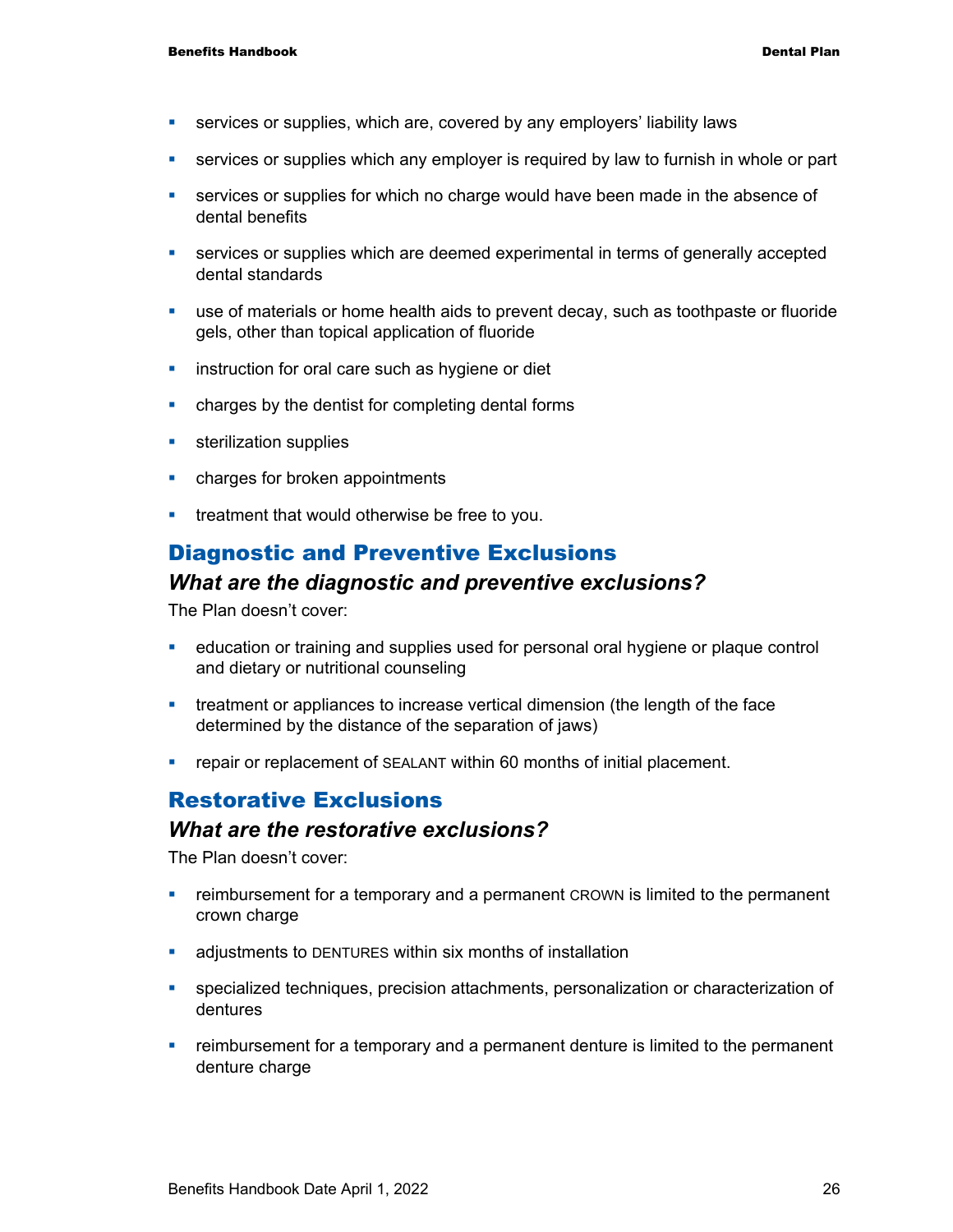- services or supplies, which are, covered by any employers' liability laws
- services or supplies which any employer is required by law to furnish in whole or part
- services or supplies for which no charge would have been made in the absence of dental benefits
- services or supplies which are deemed experimental in terms of generally accepted dental standards
- use of materials or home health aids to prevent decay, such as toothpaste or fluoride gels, other than topical application of fluoride
- instruction for oral care such as hygiene or diet
- charges by the dentist for completing dental forms
- sterilization supplies
- charges for broken appointments
- treatment that would otherwise be free to you.

## Diagnostic and Preventive Exclusions

### *What are the diagnostic and preventive exclusions?*

The Plan doesn't cover:

- education or training and supplies used for personal oral hygiene or plaque control and dietary or nutritional counseling
- treatment or appliances to increase vertical dimension (the length of the face determined by the distance of the separation of jaws)
- repair or replacement of SEALANT within 60 months of initial placement.

## Restorative Exclusions

### *What are the restorative exclusions?*

The Plan doesn't cover:

- reimbursement for a temporary and a permanent CROWN is limited to the permanent crown charge
- adjustments to DENTURES within six months of installation
- specialized techniques, precision attachments, personalization or characterization of dentures
- reimbursement for a temporary and a permanent denture is limited to the permanent denture charge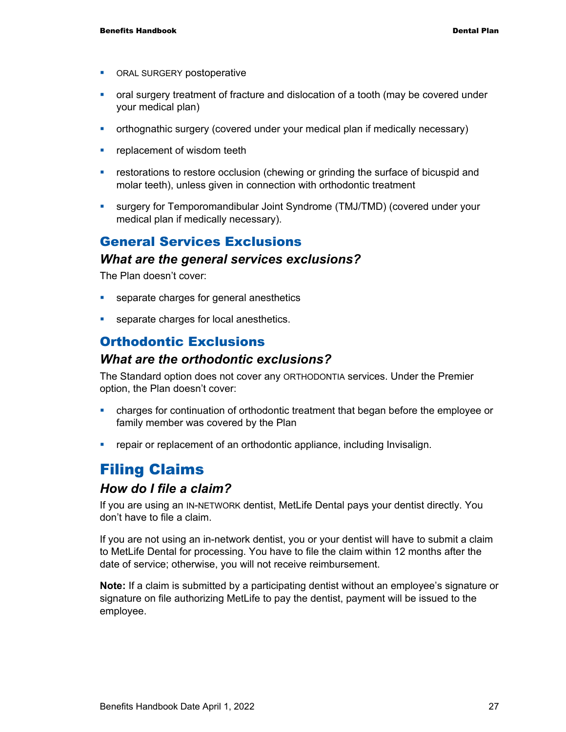- ORAL SURGERY postoperative
- oral surgery treatment of fracture and dislocation of a tooth (may be covered under your medical plan)
- orthognathic surgery (covered under your medical plan if medically necessary)
- replacement of wisdom teeth
- restorations to restore occlusion (chewing or grinding the surface of bicuspid and molar teeth), unless given in connection with orthodontic treatment
- surgery for Temporomandibular Joint Syndrome (TMJ/TMD) (covered under your medical plan if medically necessary).

## General Services Exclusions

### *What are the general services exclusions?*

The Plan doesn't cover:

- separate charges for general anesthetics
- separate charges for local anesthetics.

## Orthodontic Exclusions

### *What are the orthodontic exclusions?*

The Standard option does not cover any ORTHODONTIA services. Under the Premier option, the Plan doesn't cover:

- charges for continuation of orthodontic treatment that began before the employee or family member was covered by the Plan
- repair or replacement of an orthodontic appliance, including Invisalign.

# Filing Claims

### *How do I file a claim?*

If you are using an IN-NETWORK dentist, MetLife Dental pays your dentist directly. You don't have to file a claim.

If you are not using an in-network dentist, you or your dentist will have to submit a claim to MetLife Dental for processing. You have to file the claim within 12 months after the date of service; otherwise, you will not receive reimbursement.

**Note:** If a claim is submitted by a participating dentist without an employee's signature or signature on file authorizing MetLife to pay the dentist, payment will be issued to the employee.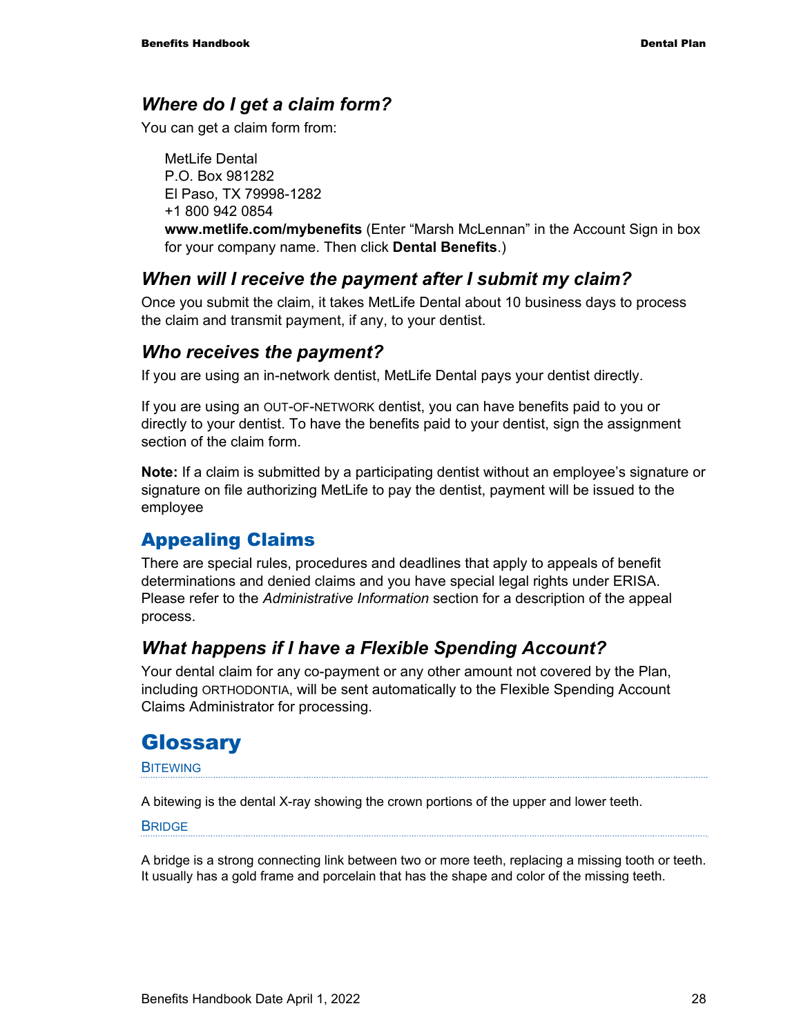### *Where do I get a claim form?*

You can get a claim form from:

MetLife Dental
P.O. Box 981282
El Paso, TX 79998-1282
+1 800 942 0854
**www.metlife.com/mybenefits** (Enter "Marsh McLennan" in the Account Sign in box for your company name. Then click **Dental Benefits**.)

### *When will I receive the payment after I submit my claim?*

Once you submit the claim, it takes MetLife Dental about 10 business days to process the claim and transmit payment, if any, to your dentist.

### *Who receives the payment?*

If you are using an in-network dentist, MetLife Dental pays your dentist directly.

If you are using an OUT-OF-NETWORK dentist, you can have benefits paid to you or directly to your dentist. To have the benefits paid to your dentist, sign the assignment section of the claim form.

**Note:** If a claim is submitted by a participating dentist without an employee's signature or signature on file authorizing MetLife to pay the dentist, payment will be issued to the employee

## Appealing Claims

There are special rules, procedures and deadlines that apply to appeals of benefit determinations and denied claims and you have special legal rights under ERISA. Please refer to the *Administrative Information* section for a description of the appeal process.

### *What happens if I have a Flexible Spending Account?*

Your dental claim for any co-payment or any other amount not covered by the Plan, including ORTHODONTIA, will be sent automatically to the Flexible Spending Account Claims Administrator for processing.

# Glossary

#### BITEWING

A bitewing is the dental X-ray showing the crown portions of the upper and lower teeth.

#### BRIDGE

A bridge is a strong connecting link between two or more teeth, replacing a missing tooth or teeth. It usually has a gold frame and porcelain that has the shape and color of the missing teeth.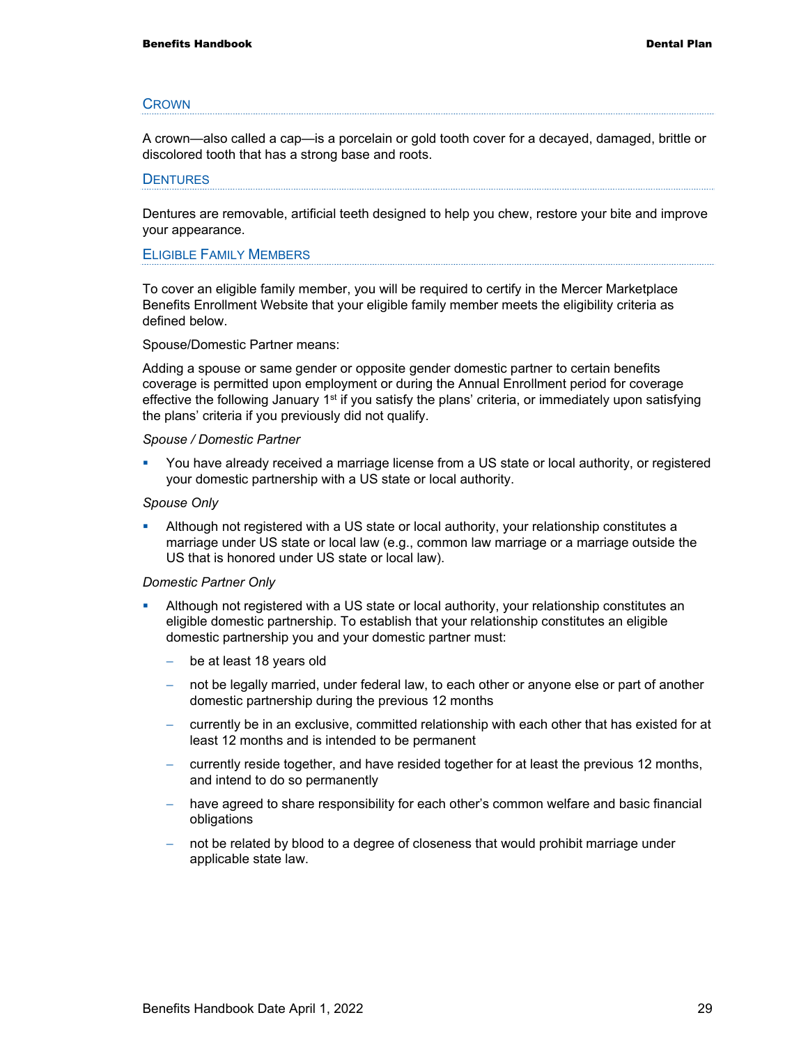## Crown

A crown—also called a cap—is a porcelain or gold tooth cover for a decayed, damaged, brittle or discolored tooth that has a strong base and roots.

## Dentures

Dentures are removable, artificial teeth designed to help you chew, restore your bite and improve your appearance.

## Eligible Family Members

To cover an eligible family member, you will be required to certify in the Mercer Marketplace Benefits Enrollment Website that your eligible family member meets the eligibility criteria as defined below.

Spouse/Domestic Partner means:

Adding a spouse or same gender or opposite gender domestic partner to certain benefits coverage is permitted upon employment or during the Annual Enrollment period for coverage effective the following January 1st if you satisfy the plans' criteria, or immediately upon satisfying the plans' criteria if you previously did not qualify.

*Spouse / Domestic Partner*

- You have already received a marriage license from a US state or local authority, or registered your domestic partnership with a US state or local authority.

*Spouse Only*

- Although not registered with a US state or local authority, your relationship constitutes a marriage under US state or local law (e.g., common law marriage or a marriage outside the US that is honored under US state or local law).

*Domestic Partner Only*

- Although not registered with a US state or local authority, your relationship constitutes an eligible domestic partnership. To establish that your relationship constitutes an eligible domestic partnership you and your domestic partner must:
  - be at least 18 years old
  - not be legally married, under federal law, to each other or anyone else or part of another domestic partnership during the previous 12 months
  - currently be in an exclusive, committed relationship with each other that has existed for at least 12 months and is intended to be permanent
  - currently reside together, and have resided together for at least the previous 12 months, and intend to do so permanently
  - have agreed to share responsibility for each other's common welfare and basic financial obligations
  - not be related by blood to a degree of closeness that would prohibit marriage under applicable state law.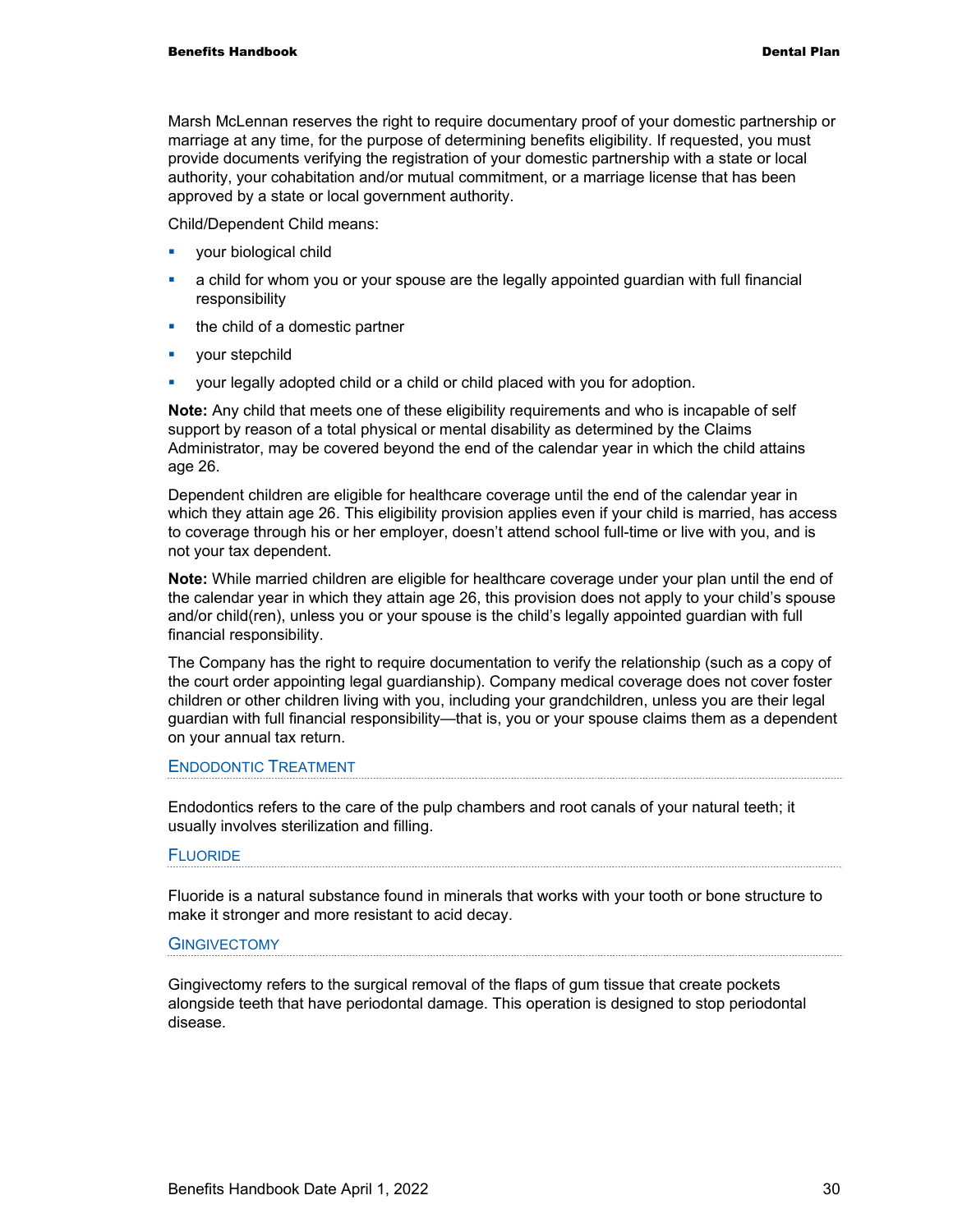Marsh McLennan reserves the right to require documentary proof of your domestic partnership or marriage at any time, for the purpose of determining benefits eligibility. If requested, you must provide documents verifying the registration of your domestic partnership with a state or local authority, your cohabitation and/or mutual commitment, or a marriage license that has been approved by a state or local government authority.

Child/Dependent Child means:

- your biological child
- a child for whom you or your spouse are the legally appointed guardian with full financial responsibility
- the child of a domestic partner
- your stepchild
- your legally adopted child or a child or child placed with you for adoption.

**Note:** Any child that meets one of these eligibility requirements and who is incapable of self support by reason of a total physical or mental disability as determined by the Claims Administrator, may be covered beyond the end of the calendar year in which the child attains age 26.

Dependent children are eligible for healthcare coverage until the end of the calendar year in which they attain age 26. This eligibility provision applies even if your child is married, has access to coverage through his or her employer, doesn't attend school full-time or live with you, and is not your tax dependent.

**Note:** While married children are eligible for healthcare coverage under your plan until the end of the calendar year in which they attain age 26, this provision does not apply to your child's spouse and/or child(ren), unless you or your spouse is the child's legally appointed guardian with full financial responsibility.

The Company has the right to require documentation to verify the relationship (such as a copy of the court order appointing legal guardianship). Company medical coverage does not cover foster children or other children living with you, including your grandchildren, unless you are their legal guardian with full financial responsibility—that is, you or your spouse claims them as a dependent on your annual tax return.

### Endodontic Treatment

Endodontics refers to the care of the pulp chambers and root canals of your natural teeth; it usually involves sterilization and filling.

### Fluoride

Fluoride is a natural substance found in minerals that works with your tooth or bone structure to make it stronger and more resistant to acid decay.

### Gingivectomy

Gingivectomy refers to the surgical removal of the flaps of gum tissue that create pockets alongside teeth that have periodontal damage. This operation is designed to stop periodontal disease.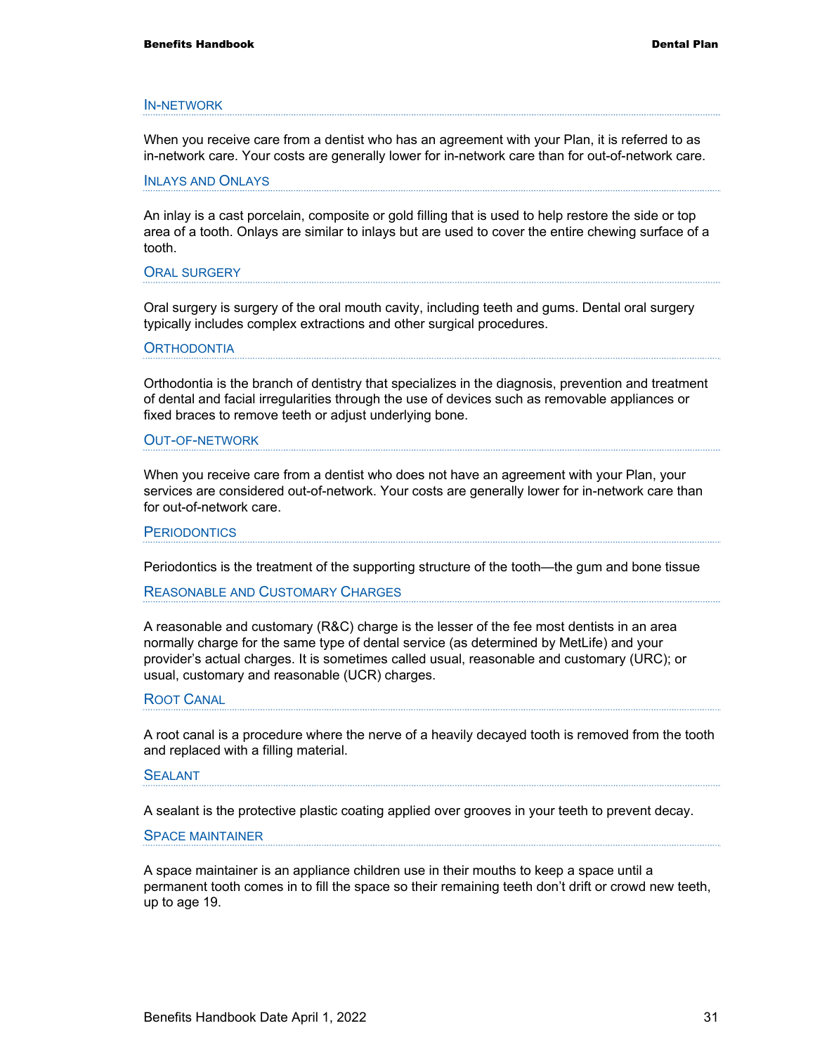### In-Network

When you receive care from a dentist who has an agreement with your Plan, it is referred to as in-network care. Your costs are generally lower for in-network care than for out-of-network care.

### Inlays and Onlays

An inlay is a cast porcelain, composite or gold filling that is used to help restore the side or top area of a tooth. Onlays are similar to inlays but are used to cover the entire chewing surface of a tooth.

### Oral Surgery

Oral surgery is surgery of the oral mouth cavity, including teeth and gums. Dental oral surgery typically includes complex extractions and other surgical procedures.

### Orthodontia

Orthodontia is the branch of dentistry that specializes in the diagnosis, prevention and treatment of dental and facial irregularities through the use of devices such as removable appliances or fixed braces to remove teeth or adjust underlying bone.

### Out-of-Network

When you receive care from a dentist who does not have an agreement with your Plan, your services are considered out-of-network. Your costs are generally lower for in-network care than for out-of-network care.

### Periodontics

Periodontics is the treatment of the supporting structure of the tooth—the gum and bone tissue

### Reasonable and Customary Charges

A reasonable and customary (R&C) charge is the lesser of the fee most dentists in an area normally charge for the same type of dental service (as determined by MetLife) and your provider's actual charges. It is sometimes called usual, reasonable and customary (URC); or usual, customary and reasonable (UCR) charges.

### Root Canal

A root canal is a procedure where the nerve of a heavily decayed tooth is removed from the tooth and replaced with a filling material.

### Sealant

A sealant is the protective plastic coating applied over grooves in your teeth to prevent decay.

### Space Maintainer

A space maintainer is an appliance children use in their mouths to keep a space until a permanent tooth comes in to fill the space so their remaining teeth don't drift or crowd new teeth, up to age 19.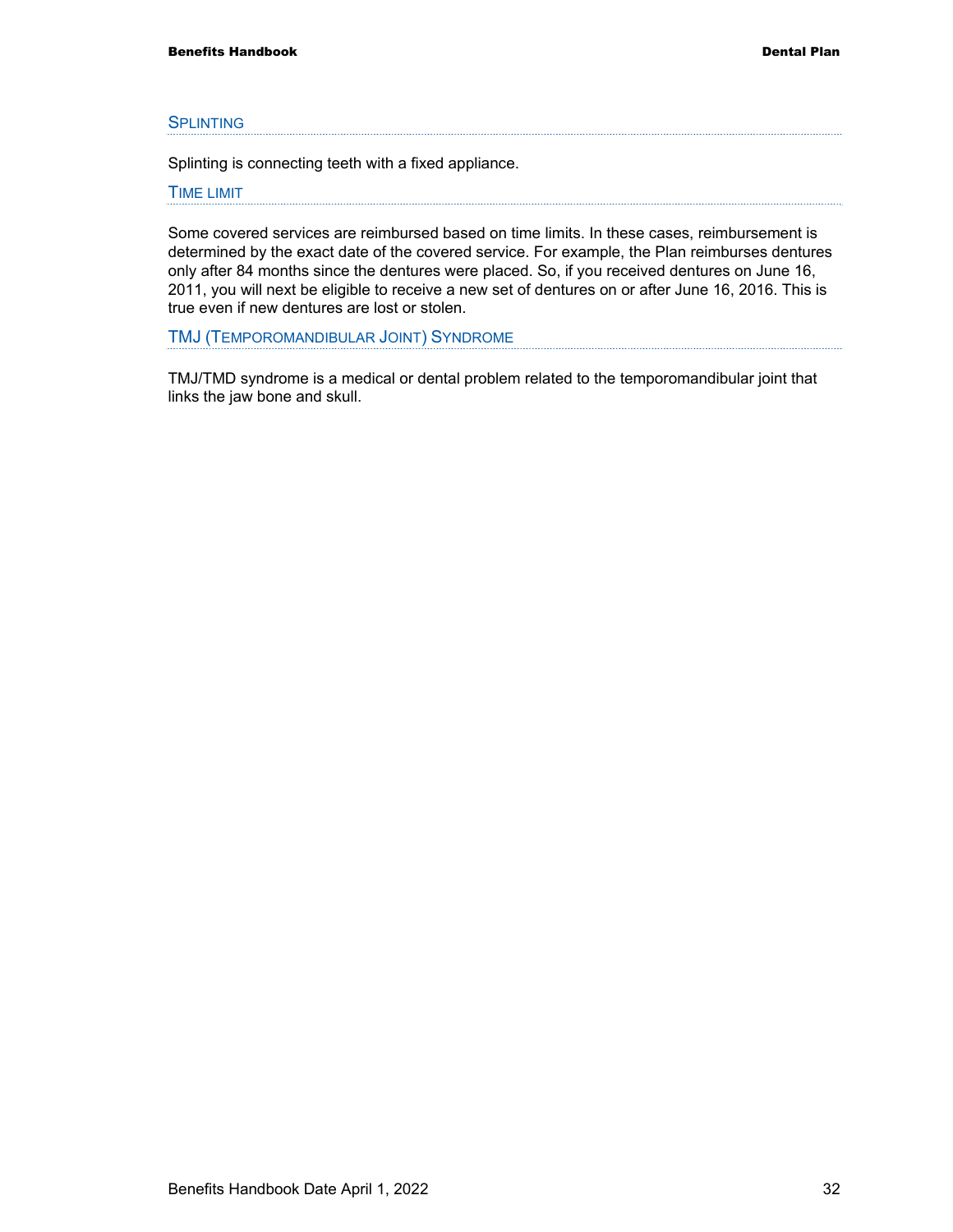### Splinting

Splinting is connecting teeth with a fixed appliance.

### Time limit

Some covered services are reimbursed based on time limits. In these cases, reimbursement is determined by the exact date of the covered service. For example, the Plan reimburses dentures only after 84 months since the dentures were placed. So, if you received dentures on June 16, 2011, you will next be eligible to receive a new set of dentures on or after June 16, 2016. This is true even if new dentures are lost or stolen.

### TMJ (Temporomandibular Joint) Syndrome

TMJ/TMD syndrome is a medical or dental problem related to the temporomandibular joint that links the jaw bone and skull.